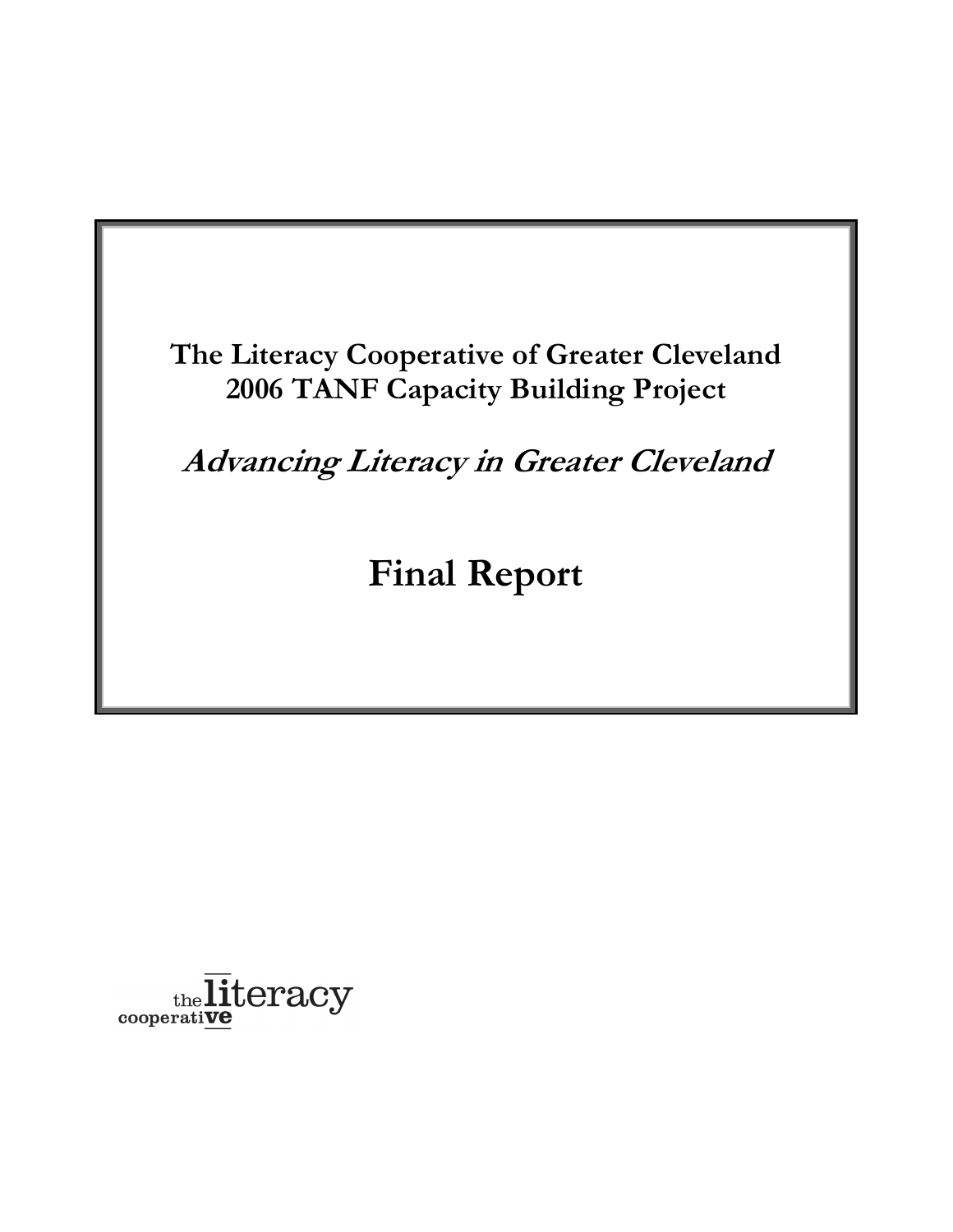# The Literacy Cooperative of Greater Cleveland
# 2006 TANF Capacity Building Project

## *Advancing Literacy in Greater Cleveland*

# Final Report

the literacy cooperative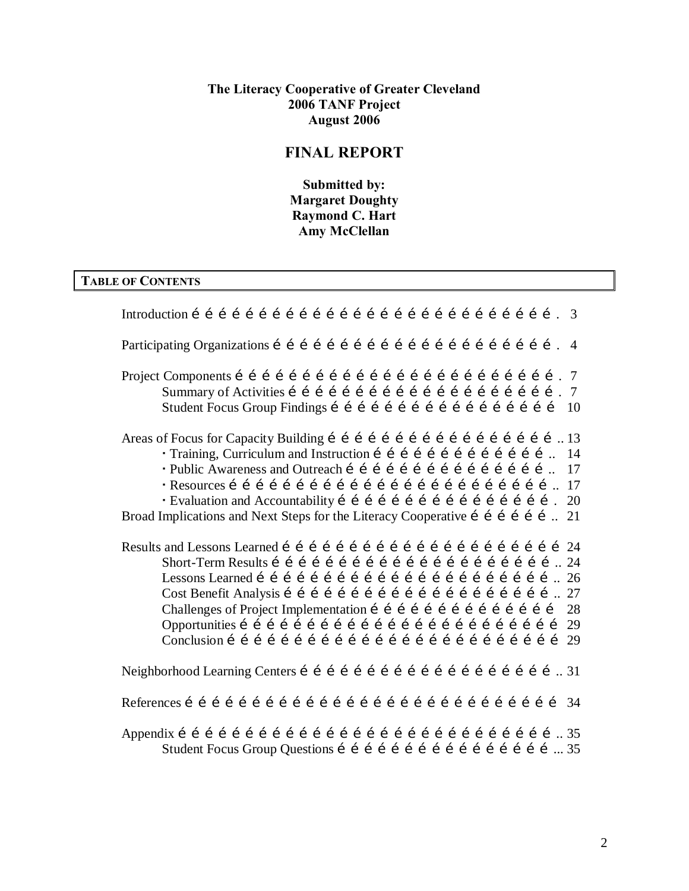**The Literacy Cooperative of Greater Cleveland**
**2006 TANF Project**
**August 2006**

# FINAL REPORT

**Submitted by:**
**Margaret Doughty**
**Raymond C. Hart**
**Amy McClellan**

## TABLE OF CONTENTS

- Introduction … 3
- Participating Organizations … 4
- Project Components … 7
  - Summary of Activities … 7
  - Student Focus Group Findings … 10
- Areas of Focus for Capacity Building … 13
  - · Training, Curriculum and Instruction … 14
  - · Public Awareness and Outreach … 17
  - · Resources … 17
  - · Evaluation and Accountability … 20
- Broad Implications and Next Steps for the Literacy Cooperative … 21
- Results and Lessons Learned … 24
  - Short-Term Results … 24
  - Lessons Learned … 26
  - Cost Benefit Analysis … 27
  - Challenges of Project Implementation … 28
  - Opportunities … 29
  - Conclusion … 29
- Neighborhood Learning Centers … 31
- References … 34
- Appendix … 35
  - Student Focus Group Questions … 35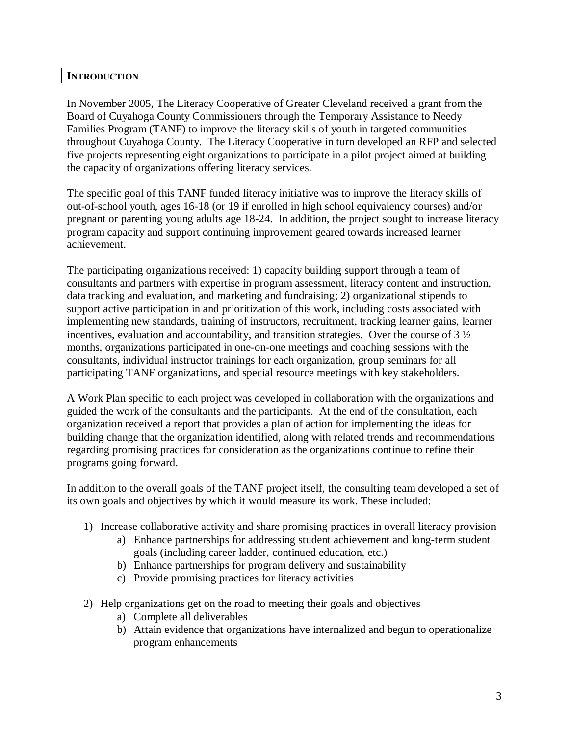## INTRODUCTION

In November 2005, The Literacy Cooperative of Greater Cleveland received a grant from the Board of Cuyahoga County Commissioners through the Temporary Assistance to Needy Families Program (TANF) to improve the literacy skills of youth in targeted communities throughout Cuyahoga County. The Literacy Cooperative in turn developed an RFP and selected five projects representing eight organizations to participate in a pilot project aimed at building the capacity of organizations offering literacy services.

The specific goal of this TANF funded literacy initiative was to improve the literacy skills of out-of-school youth, ages 16-18 (or 19 if enrolled in high school equivalency courses) and/or pregnant or parenting young adults age 18-24. In addition, the project sought to increase literacy program capacity and support continuing improvement geared towards increased learner achievement.

The participating organizations received: 1) capacity building support through a team of consultants and partners with expertise in program assessment, literacy content and instruction, data tracking and evaluation, and marketing and fundraising; 2) organizational stipends to support active participation in and prioritization of this work, including costs associated with implementing new standards, training of instructors, recruitment, tracking learner gains, learner incentives, evaluation and accountability, and transition strategies. Over the course of 3 ½ months, organizations participated in one-on-one meetings and coaching sessions with the consultants, individual instructor trainings for each organization, group seminars for all participating TANF organizations, and special resource meetings with key stakeholders.

A Work Plan specific to each project was developed in collaboration with the organizations and guided the work of the consultants and the participants. At the end of the consultation, each organization received a report that provides a plan of action for implementing the ideas for building change that the organization identified, along with related trends and recommendations regarding promising practices for consideration as the organizations continue to refine their programs going forward.

In addition to the overall goals of the TANF project itself, the consulting team developed a set of its own goals and objectives by which it would measure its work. These included:

1) Increase collaborative activity and share promising practices in overall literacy provision
   a) Enhance partnerships for addressing student achievement and long-term student goals (including career ladder, continued education, etc.)
   b) Enhance partnerships for program delivery and sustainability
   c) Provide promising practices for literacy activities

2) Help organizations get on the road to meeting their goals and objectives
   a) Complete all deliverables
   b) Attain evidence that organizations have internalized and begun to operationalize program enhancements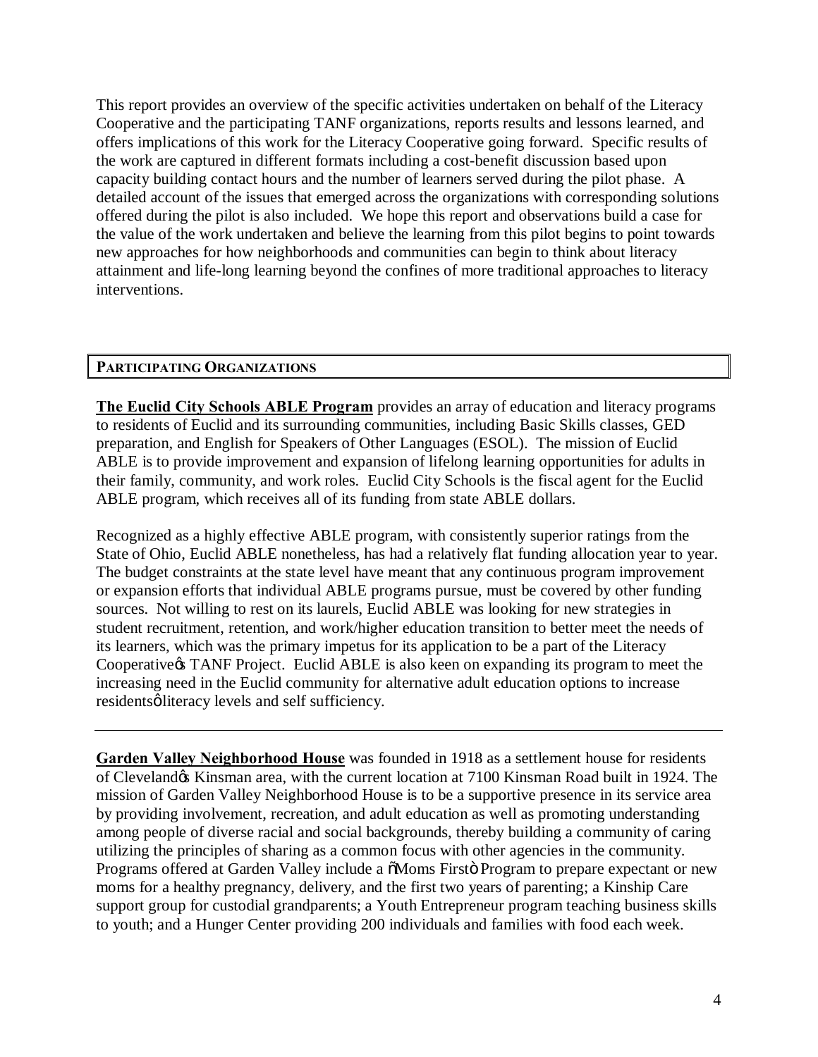This report provides an overview of the specific activities undertaken on behalf of the Literacy Cooperative and the participating TANF organizations, reports results and lessons learned, and offers implications of this work for the Literacy Cooperative going forward. Specific results of the work are captured in different formats including a cost-benefit discussion based upon capacity building contact hours and the number of learners served during the pilot phase. A detailed account of the issues that emerged across the organizations with corresponding solutions offered during the pilot is also included. We hope this report and observations build a case for the value of the work undertaken and believe the learning from this pilot begins to point towards new approaches for how neighborhoods and communities can begin to think about literacy attainment and life-long learning beyond the confines of more traditional approaches to literacy interventions.

## PARTICIPATING ORGANIZATIONS

**The Euclid City Schools ABLE Program** provides an array of education and literacy programs to residents of Euclid and its surrounding communities, including Basic Skills classes, GED preparation, and English for Speakers of Other Languages (ESOL). The mission of Euclid ABLE is to provide improvement and expansion of lifelong learning opportunities for adults in their family, community, and work roles. Euclid City Schools is the fiscal agent for the Euclid ABLE program, which receives all of its funding from state ABLE dollars.

Recognized as a highly effective ABLE program, with consistently superior ratings from the State of Ohio, Euclid ABLE nonetheless, has had a relatively flat funding allocation year to year. The budget constraints at the state level have meant that any continuous program improvement or expansion efforts that individual ABLE programs pursue, must be covered by other funding sources. Not willing to rest on its laurels, Euclid ABLE was looking for new strategies in student recruitment, retention, and work/higher education transition to better meet the needs of its learners, which was the primary impetus for its application to be a part of the Literacy Cooperative's TANF Project. Euclid ABLE is also keen on expanding its program to meet the increasing need in the Euclid community for alternative adult education options to increase residents' literacy levels and self sufficiency.

---

**Garden Valley Neighborhood House** was founded in 1918 as a settlement house for residents of Cleveland's Kinsman area, with the current location at 7100 Kinsman Road built in 1924. The mission of Garden Valley Neighborhood House is to be a supportive presence in its service area by providing involvement, recreation, and adult education as well as promoting understanding among people of diverse racial and social backgrounds, thereby building a community of caring utilizing the principles of sharing as a common focus with other agencies in the community. Programs offered at Garden Valley include a "Moms First" Program to prepare expectant or new moms for a healthy pregnancy, delivery, and the first two years of parenting; a Kinship Care support group for custodial grandparents; a Youth Entrepreneur program teaching business skills to youth; and a Hunger Center providing 200 individuals and families with food each week.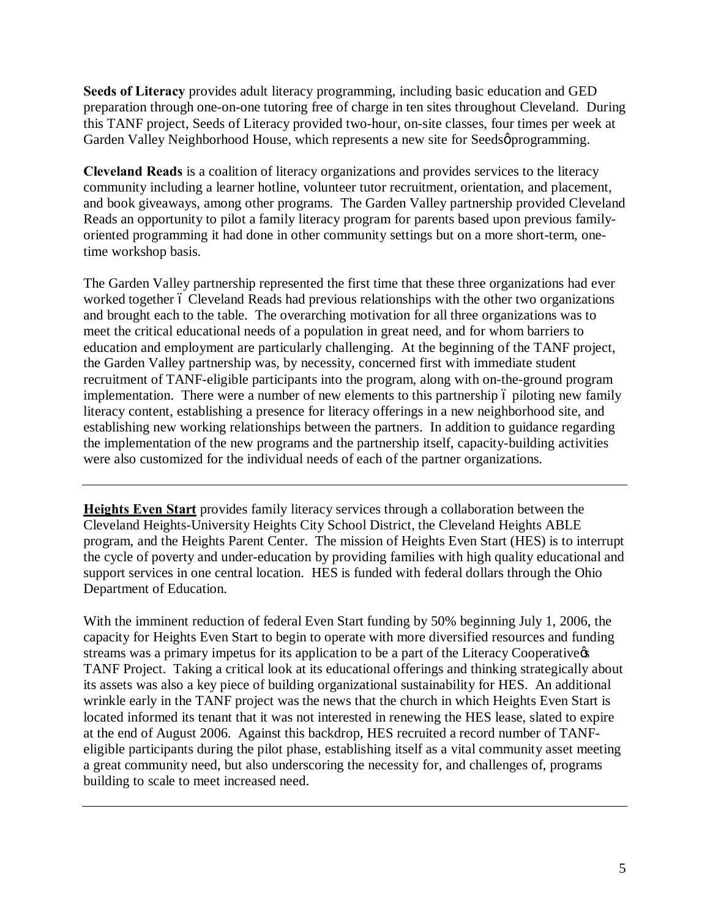**Seeds of Literacy** provides adult literacy programming, including basic education and GED preparation through one-on-one tutoring free of charge in ten sites throughout Cleveland. During this TANF project, Seeds of Literacy provided two-hour, on-site classes, four times per week at Garden Valley Neighborhood House, which represents a new site for Seeds' programming.

**Cleveland Reads** is a coalition of literacy organizations and provides services to the literacy community including a learner hotline, volunteer tutor recruitment, orientation, and placement, and book giveaways, among other programs. The Garden Valley partnership provided Cleveland Reads an opportunity to pilot a family literacy program for parents based upon previous family-oriented programming it had done in other community settings but on a more short-term, one-time workshop basis.

The Garden Valley partnership represented the first time that these three organizations had ever worked together – Cleveland Reads had previous relationships with the other two organizations and brought each to the table. The overarching motivation for all three organizations was to meet the critical educational needs of a population in great need, and for whom barriers to education and employment are particularly challenging. At the beginning of the TANF project, the Garden Valley partnership was, by necessity, concerned first with immediate student recruitment of TANF-eligible participants into the program, along with on-the-ground program implementation. There were a number of new elements to this partnership – piloting new family literacy content, establishing a presence for literacy offerings in a new neighborhood site, and establishing new working relationships between the partners. In addition to guidance regarding the implementation of the new programs and the partnership itself, capacity-building activities were also customized for the individual needs of each of the partner organizations.

---

**Heights Even Start** provides family literacy services through a collaboration between the Cleveland Heights-University Heights City School District, the Cleveland Heights ABLE program, and the Heights Parent Center. The mission of Heights Even Start (HES) is to interrupt the cycle of poverty and under-education by providing families with high quality educational and support services in one central location. HES is funded with federal dollars through the Ohio Department of Education.

With the imminent reduction of federal Even Start funding by 50% beginning July 1, 2006, the capacity for Heights Even Start to begin to operate with more diversified resources and funding streams was a primary impetus for its application to be a part of the Literacy Cooperative's TANF Project. Taking a critical look at its educational offerings and thinking strategically about its assets was also a key piece of building organizational sustainability for HES. An additional wrinkle early in the TANF project was the news that the church in which Heights Even Start is located informed its tenant that it was not interested in renewing the HES lease, slated to expire at the end of August 2006. Against this backdrop, HES recruited a record number of TANF-eligible participants during the pilot phase, establishing itself as a vital community asset meeting a great community need, but also underscoring the necessity for, and challenges of, programs building to scale to meet increased need.

---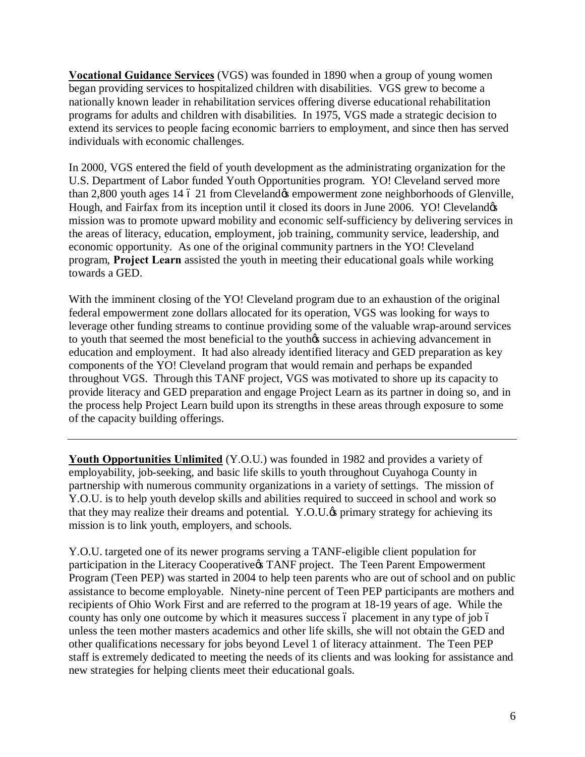**Vocational Guidance Services** (VGS) was founded in 1890 when a group of young women began providing services to hospitalized children with disabilities. VGS grew to become a nationally known leader in rehabilitation services offering diverse educational rehabilitation programs for adults and children with disabilities. In 1975, VGS made a strategic decision to extend its services to people facing economic barriers to employment, and since then has served individuals with economic challenges.

In 2000, VGS entered the field of youth development as the administrating organization for the U.S. Department of Labor funded Youth Opportunities program. YO! Cleveland served more than 2,800 youth ages 14 – 21 from Cleveland's empowerment zone neighborhoods of Glenville, Hough, and Fairfax from its inception until it closed its doors in June 2006. YO! Cleveland's mission was to promote upward mobility and economic self-sufficiency by delivering services in the areas of literacy, education, employment, job training, community service, leadership, and economic opportunity. As one of the original community partners in the YO! Cleveland program, **Project Learn** assisted the youth in meeting their educational goals while working towards a GED.

With the imminent closing of the YO! Cleveland program due to an exhaustion of the original federal empowerment zone dollars allocated for its operation, VGS was looking for ways to leverage other funding streams to continue providing some of the valuable wrap-around services to youth that seemed the most beneficial to the youth's success in achieving advancement in education and employment. It had also already identified literacy and GED preparation as key components of the YO! Cleveland program that would remain and perhaps be expanded throughout VGS. Through this TANF project, VGS was motivated to shore up its capacity to provide literacy and GED preparation and engage Project Learn as its partner in doing so, and in the process help Project Learn build upon its strengths in these areas through exposure to some of the capacity building offerings.

---

**Youth Opportunities Unlimited** (Y.O.U.) was founded in 1982 and provides a variety of employability, job-seeking, and basic life skills to youth throughout Cuyahoga County in partnership with numerous community organizations in a variety of settings. The mission of Y.O.U. is to help youth develop skills and abilities required to succeed in school and work so that they may realize their dreams and potential. Y.O.U.'s primary strategy for achieving its mission is to link youth, employers, and schools.

Y.O.U. targeted one of its newer programs serving a TANF-eligible client population for participation in the Literacy Cooperative's TANF project. The Teen Parent Empowerment Program (Teen PEP) was started in 2004 to help teen parents who are out of school and on public assistance to become employable. Ninety-nine percent of Teen PEP participants are mothers and recipients of Ohio Work First and are referred to the program at 18-19 years of age. While the county has only one outcome by which it measures success – placement in any type of job – unless the teen mother masters academics and other life skills, she will not obtain the GED and other qualifications necessary for jobs beyond Level 1 of literacy attainment. The Teen PEP staff is extremely dedicated to meeting the needs of its clients and was looking for assistance and new strategies for helping clients meet their educational goals.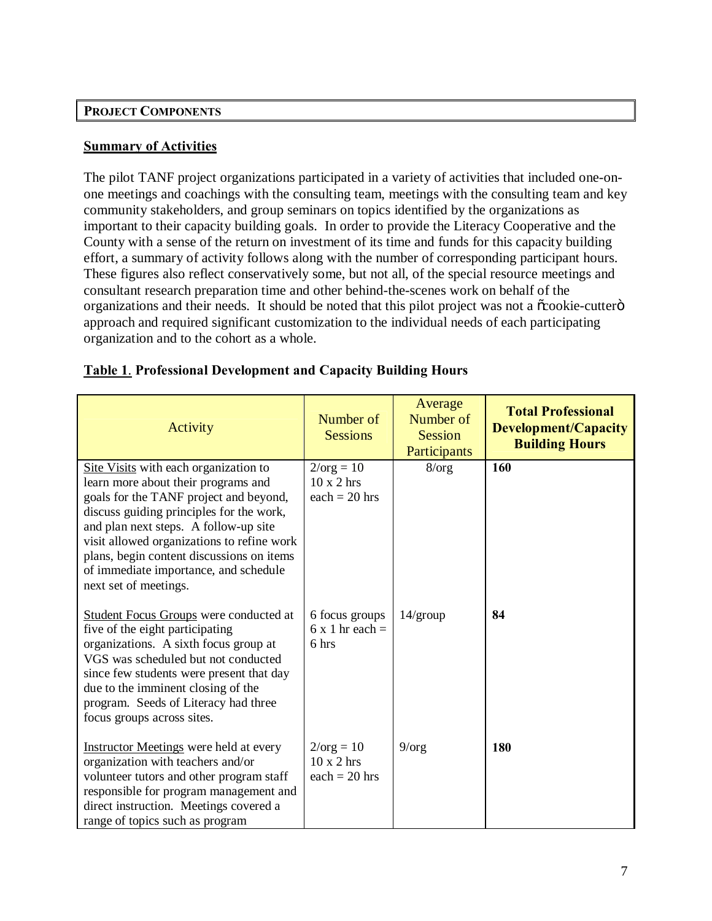## PROJECT COMPONENTS

### Summary of Activities

The pilot TANF project organizations participated in a variety of activities that included one-on-one meetings and coachings with the consulting team, meetings with the consulting team and key community stakeholders, and group seminars on topics identified by the organizations as important to their capacity building goals. In order to provide the Literacy Cooperative and the County with a sense of the return on investment of its time and funds for this capacity building effort, a summary of activity follows along with the number of corresponding participant hours. These figures also reflect conservatively some, but not all, of the special resource meetings and consultant research preparation time and other behind-the-scenes work on behalf of the organizations and their needs. It should be noted that this pilot project was not a "cookie-cutter" approach and required significant customization to the individual needs of each participating organization and to the cohort as a whole.

**Table 1. Professional Development and Capacity Building Hours**

| Activity | Number of Sessions | Average Number of Session Participants | **Total Professional Development/Capacity Building Hours** |
|---|---|---|---|
| Site Visits with each organization to learn more about their programs and goals for the TANF project and beyond, discuss guiding principles for the work, and plan next steps. A follow-up site visit allowed organizations to refine work plans, begin content discussions on items of immediate importance, and schedule next set of meetings. | 2/org = 10<br>10 x 2 hrs each = 20 hrs | 8/org | **160** |
| Student Focus Groups were conducted at five of the eight participating organizations. A sixth focus group at VGS was scheduled but not conducted since few students were present that day due to the imminent closing of the program. Seeds of Literacy had three focus groups across sites. | 6 focus groups<br>6 x 1 hr each = 6 hrs | 14/group | **84** |
| Instructor Meetings were held at every organization with teachers and/or volunteer tutors and other program staff responsible for program management and direct instruction. Meetings covered a range of topics such as program | 2/org = 10<br>10 x 2 hrs each = 20 hrs | 9/org | **180** |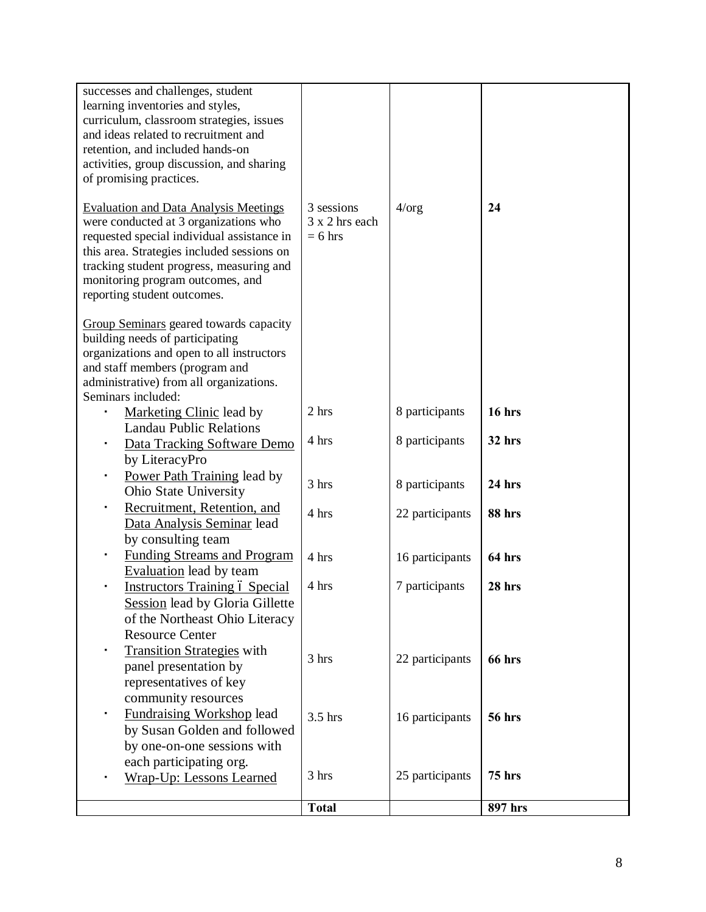| | | | |
|---|---|---|---|
| successes and challenges, student learning inventories and styles, curriculum, classroom strategies, issues and ideas related to recruitment and retention, and included hands-on activities, group discussion, and sharing of promising practices. | | | |
| Evaluation and Data Analysis Meetings were conducted at 3 organizations who requested special individual assistance in this area. Strategies included sessions on tracking student progress, measuring and monitoring program outcomes, and reporting student outcomes. | 3 sessions 3 x 2 hrs each = 6 hrs | 4/org | **24** |
| Group Seminars geared towards capacity building needs of participating organizations and open to all instructors and staff members (program and administrative) from all organizations. Seminars included: | | | |
| ▪ Marketing Clinic lead by Landau Public Relations | 2 hrs | 8 participants | **16 hrs** |
| ▪ Data Tracking Software Demo by LiteracyPro | 4 hrs | 8 participants | **32 hrs** |
| ▪ Power Path Training lead by Ohio State University | 3 hrs | 8 participants | **24 hrs** |
| ▪ Recruitment, Retention, and Data Analysis Seminar lead by consulting team | 4 hrs | 22 participants | **88 hrs** |
| ▪ Funding Streams and Program Evaluation lead by team | 4 hrs | 16 participants | **64 hrs** |
| ▪ Instructors Training – Special Session lead by Gloria Gillette of the Northeast Ohio Literacy Resource Center | 4 hrs | 7 participants | **28 hrs** |
| ▪ Transition Strategies with panel presentation by representatives of key community resources | 3 hrs | 22 participants | **66 hrs** |
| ▪ Fundraising Workshop lead by Susan Golden and followed by one-on-one sessions with each participating org. | 3.5 hrs | 16 participants | **56 hrs** |
| ▪ Wrap-Up: Lessons Learned | 3 hrs | 25 participants | **75 hrs** |
| | **Total** | | **897 hrs** |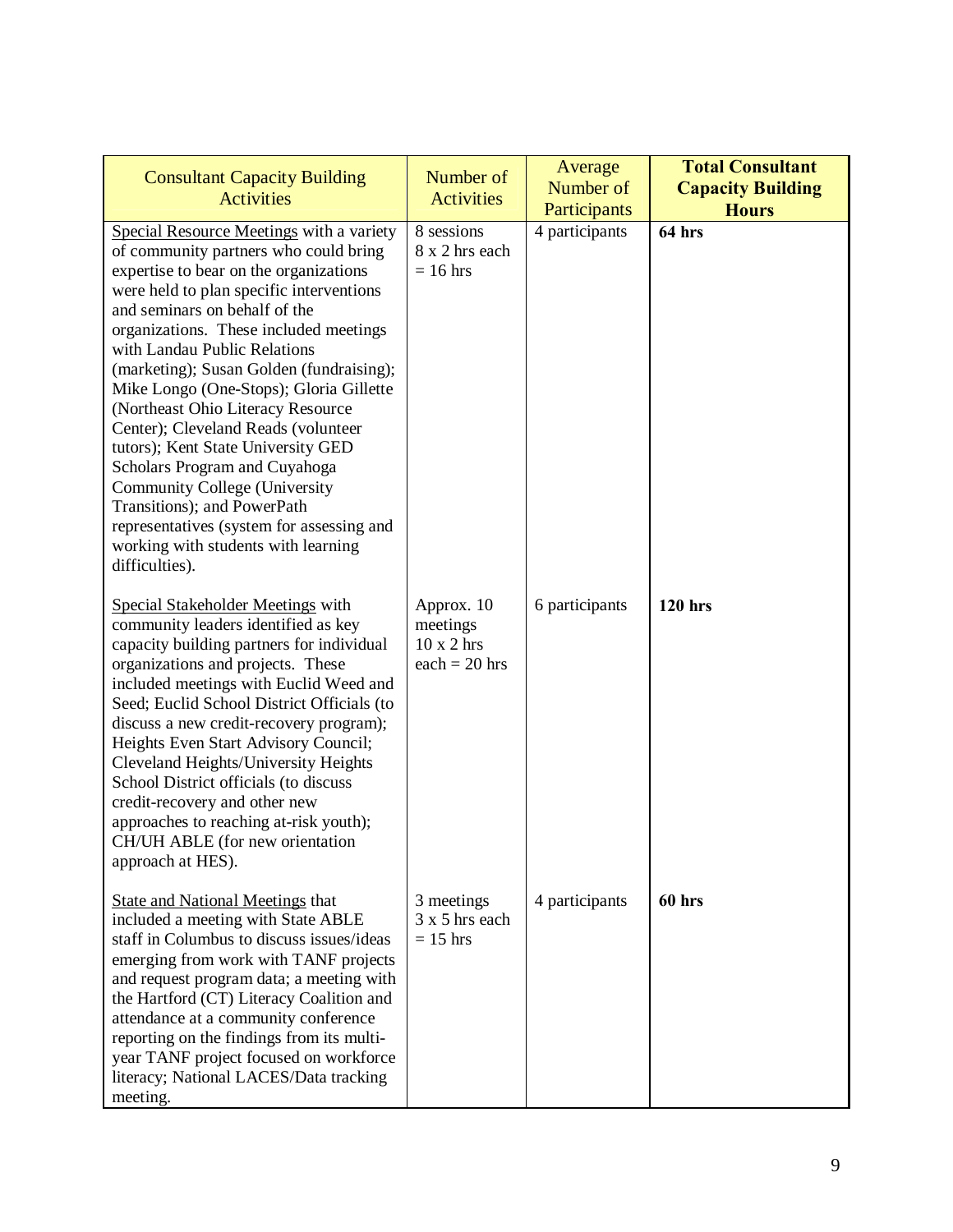| Consultant Capacity Building Activities | Number of Activities | Average Number of Participants | **Total Consultant Capacity Building Hours** |
|---|---|---|---|
| Special Resource Meetings with a variety of community partners who could bring expertise to bear on the organizations were held to plan specific interventions and seminars on behalf of the organizations. These included meetings with Landau Public Relations (marketing); Susan Golden (fundraising); Mike Longo (One-Stops); Gloria Gillette (Northeast Ohio Literacy Resource Center); Cleveland Reads (volunteer tutors); Kent State University GED Scholars Program and Cuyahoga Community College (University Transitions); and PowerPath representatives (system for assessing and working with students with learning difficulties). | 8 sessions 8 x 2 hrs each = 16 hrs | 4 participants | **64 hrs** |
| Special Stakeholder Meetings with community leaders identified as key capacity building partners for individual organizations and projects. These included meetings with Euclid Weed and Seed; Euclid School District Officials (to discuss a new credit-recovery program); Heights Even Start Advisory Council; Cleveland Heights/University Heights School District officials (to discuss credit-recovery and other new approaches to reaching at-risk youth); CH/UH ABLE (for new orientation approach at HES). | Approx. 10 meetings 10 x 2 hrs each = 20 hrs | 6 participants | **120 hrs** |
| State and National Meetings that included a meeting with State ABLE staff in Columbus to discuss issues/ideas emerging from work with TANF projects and request program data; a meeting with the Hartford (CT) Literacy Coalition and attendance at a community conference reporting on the findings from its multi-year TANF project focused on workforce literacy; National LACES/Data tracking meeting. | 3 meetings 3 x 5 hrs each = 15 hrs | 4 participants | **60 hrs** |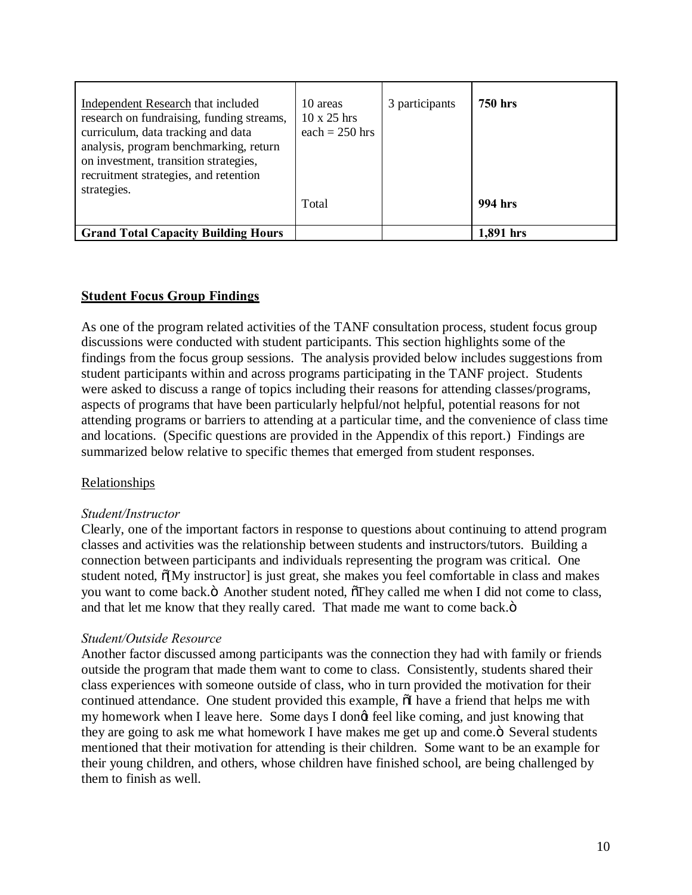| | | | |
|---|---|---|---|
| Independent Research that included research on fundraising, funding streams, curriculum, data tracking and data analysis, program benchmarking, return on investment, transition strategies, recruitment strategies, and retention strategies. | 10 areas 10 x 25 hrs each = 250 hrs | 3 participants | **750 hrs** |
| | Total | | **994 hrs** |
| **Grand Total Capacity Building Hours** | | | **1,891 hrs** |

## Student Focus Group Findings

As one of the program related activities of the TANF consultation process, student focus group discussions were conducted with student participants. This section highlights some of the findings from the focus group sessions. The analysis provided below includes suggestions from student participants within and across programs participating in the TANF project. Students were asked to discuss a range of topics including their reasons for attending classes/programs, aspects of programs that have been particularly helpful/not helpful, potential reasons for not attending programs or barriers to attending at a particular time, and the convenience of class time and locations. (Specific questions are provided in the Appendix of this report.) Findings are summarized below relative to specific themes that emerged from student responses.

### Relationships

*Student/Instructor*

Clearly, one of the important factors in response to questions about continuing to attend program classes and activities was the relationship between students and instructors/tutors. Building a connection between participants and individuals representing the program was critical. One student noted, "[My instructor] is just great, she makes you feel comfortable in class and makes you want to come back." Another student noted, "They called me when I did not come to class, and that let me know that they really cared. That made me want to come back."

*Student/Outside Resource*

Another factor discussed among participants was the connection they had with family or friends outside the program that made them want to come to class. Consistently, students shared their class experiences with someone outside of class, who in turn provided the motivation for their continued attendance. One student provided this example, "I have a friend that helps me with my homework when I leave here. Some days I don't feel like coming, and just knowing that they are going to ask me what homework I have makes me get up and come." Several students mentioned that their motivation for attending is their children. Some want to be an example for their young children, and others, whose children have finished school, are being challenged by them to finish as well.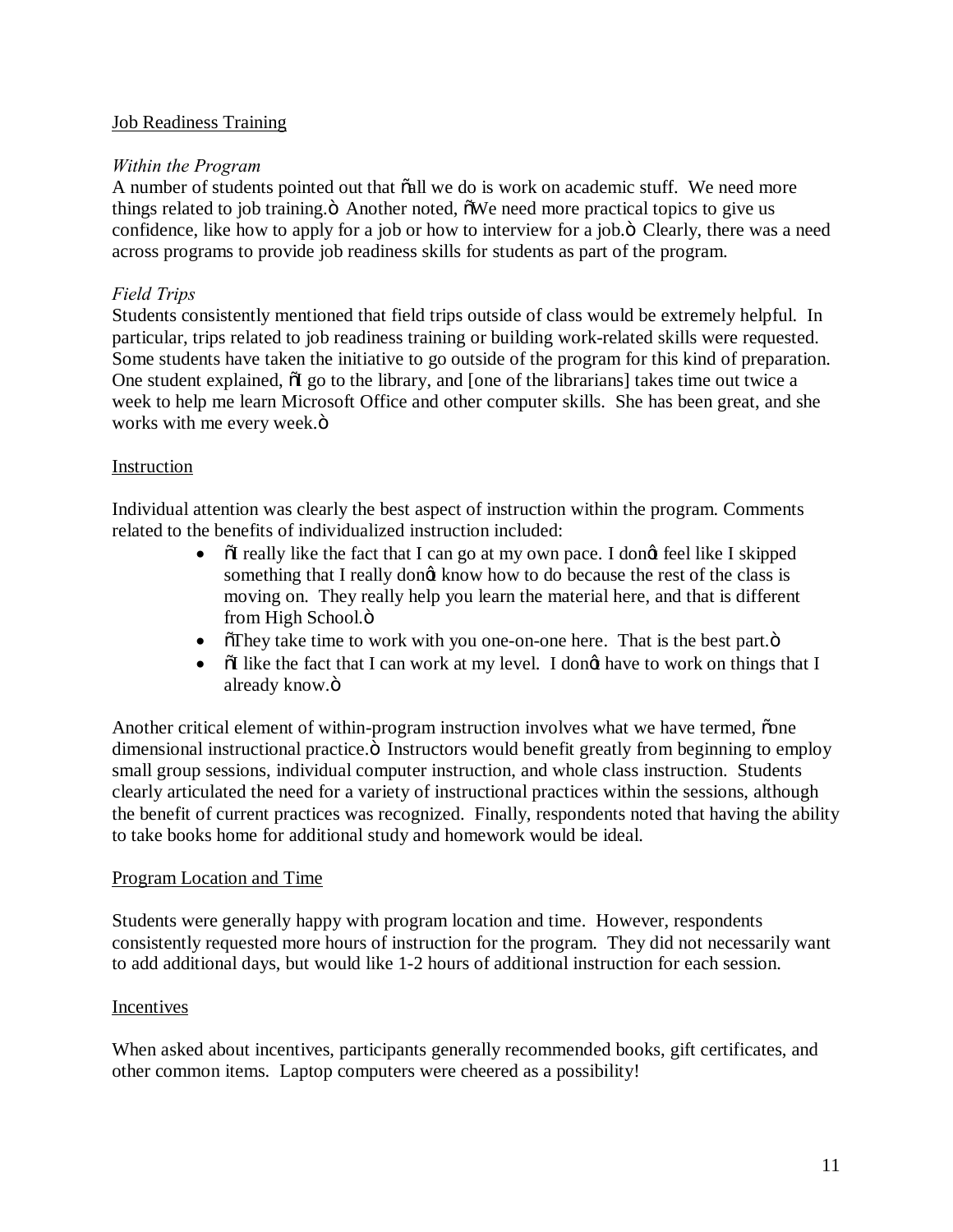## Job Readiness Training

### *Within the Program*

A number of students pointed out that "all we do is work on academic stuff. We need more things related to job training." Another noted, "We need more practical topics to give us confidence, like how to apply for a job or how to interview for a job." Clearly, there was a need across programs to provide job readiness skills for students as part of the program.

### *Field Trips*

Students consistently mentioned that field trips outside of class would be extremely helpful. In particular, trips related to job readiness training or building work-related skills were requested. Some students have taken the initiative to go outside of the program for this kind of preparation. One student explained, "I go to the library, and [one of the librarians] takes time out twice a week to help me learn Microsoft Office and other computer skills. She has been great, and she works with me every week."

## Instruction

Individual attention was clearly the best aspect of instruction within the program. Comments related to the benefits of individualized instruction included:

- "I really like the fact that I can go at my own pace. I don't feel like I skipped something that I really don't know how to do because the rest of the class is moving on. They really help you learn the material here, and that is different from High School."
- "They take time to work with you one-on-one here. That is the best part."
- "I like the fact that I can work at my level. I don't have to work on things that I already know."

Another critical element of within-program instruction involves what we have termed, "one dimensional instructional practice." Instructors would benefit greatly from beginning to employ small group sessions, individual computer instruction, and whole class instruction. Students clearly articulated the need for a variety of instructional practices within the sessions, although the benefit of current practices was recognized. Finally, respondents noted that having the ability to take books home for additional study and homework would be ideal.

## Program Location and Time

Students were generally happy with program location and time. However, respondents consistently requested more hours of instruction for the program. They did not necessarily want to add additional days, but would like 1-2 hours of additional instruction for each session.

## Incentives

When asked about incentives, participants generally recommended books, gift certificates, and other common items. Laptop computers were cheered as a possibility!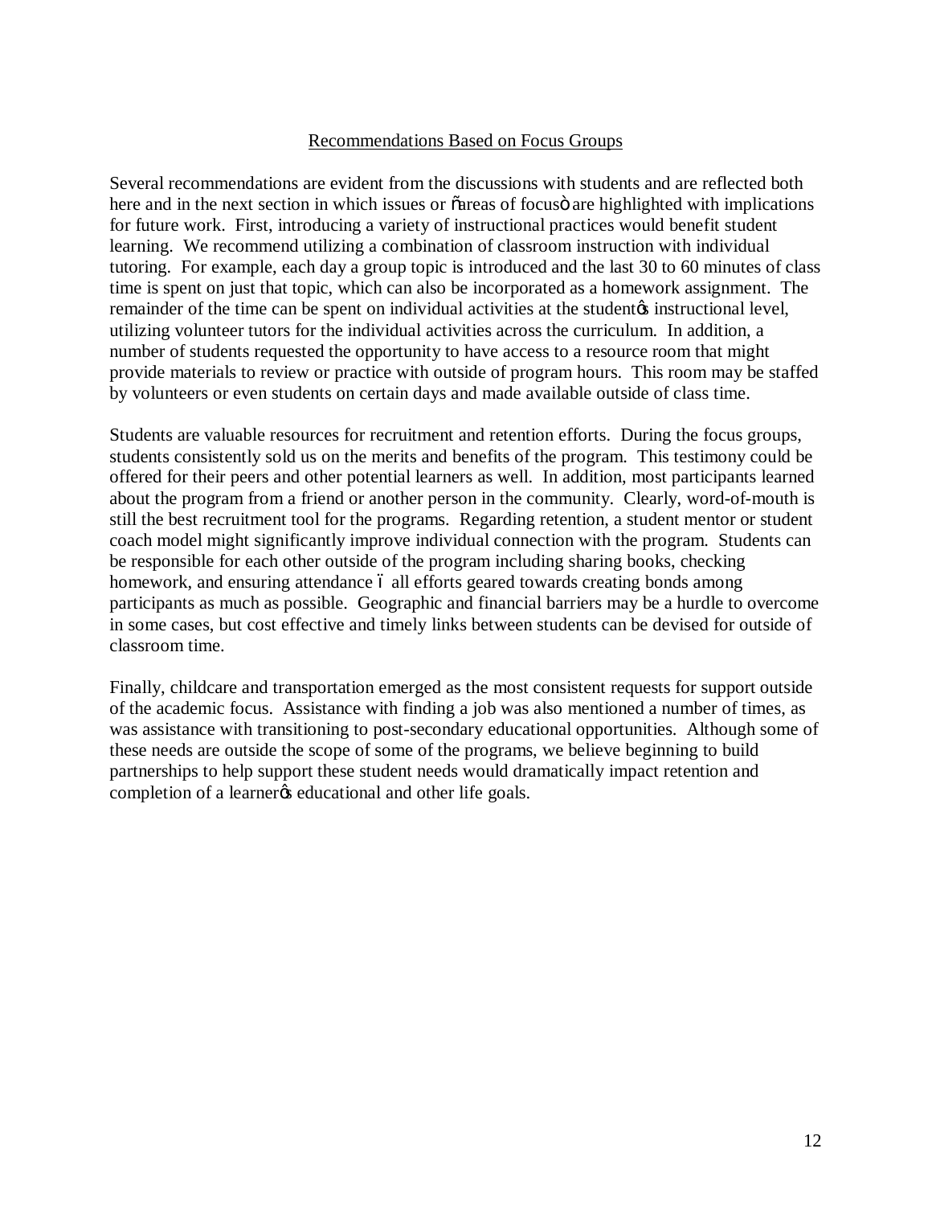## Recommendations Based on Focus Groups

Several recommendations are evident from the discussions with students and are reflected both here and in the next section in which issues or "areas of focus" are highlighted with implications for future work. First, introducing a variety of instructional practices would benefit student learning. We recommend utilizing a combination of classroom instruction with individual tutoring. For example, each day a group topic is introduced and the last 30 to 60 minutes of class time is spent on just that topic, which can also be incorporated as a homework assignment. The remainder of the time can be spent on individual activities at the student's instructional level, utilizing volunteer tutors for the individual activities across the curriculum. In addition, a number of students requested the opportunity to have access to a resource room that might provide materials to review or practice with outside of program hours. This room may be staffed by volunteers or even students on certain days and made available outside of class time.

Students are valuable resources for recruitment and retention efforts. During the focus groups, students consistently sold us on the merits and benefits of the program. This testimony could be offered for their peers and other potential learners as well. In addition, most participants learned about the program from a friend or another person in the community. Clearly, word-of-mouth is still the best recruitment tool for the programs. Regarding retention, a student mentor or student coach model might significantly improve individual connection with the program. Students can be responsible for each other outside of the program including sharing books, checking homework, and ensuring attendance – all efforts geared towards creating bonds among participants as much as possible. Geographic and financial barriers may be a hurdle to overcome in some cases, but cost effective and timely links between students can be devised for outside of classroom time.

Finally, childcare and transportation emerged as the most consistent requests for support outside of the academic focus. Assistance with finding a job was also mentioned a number of times, as was assistance with transitioning to post-secondary educational opportunities. Although some of these needs are outside the scope of some of the programs, we believe beginning to build partnerships to help support these student needs would dramatically impact retention and completion of a learner's educational and other life goals.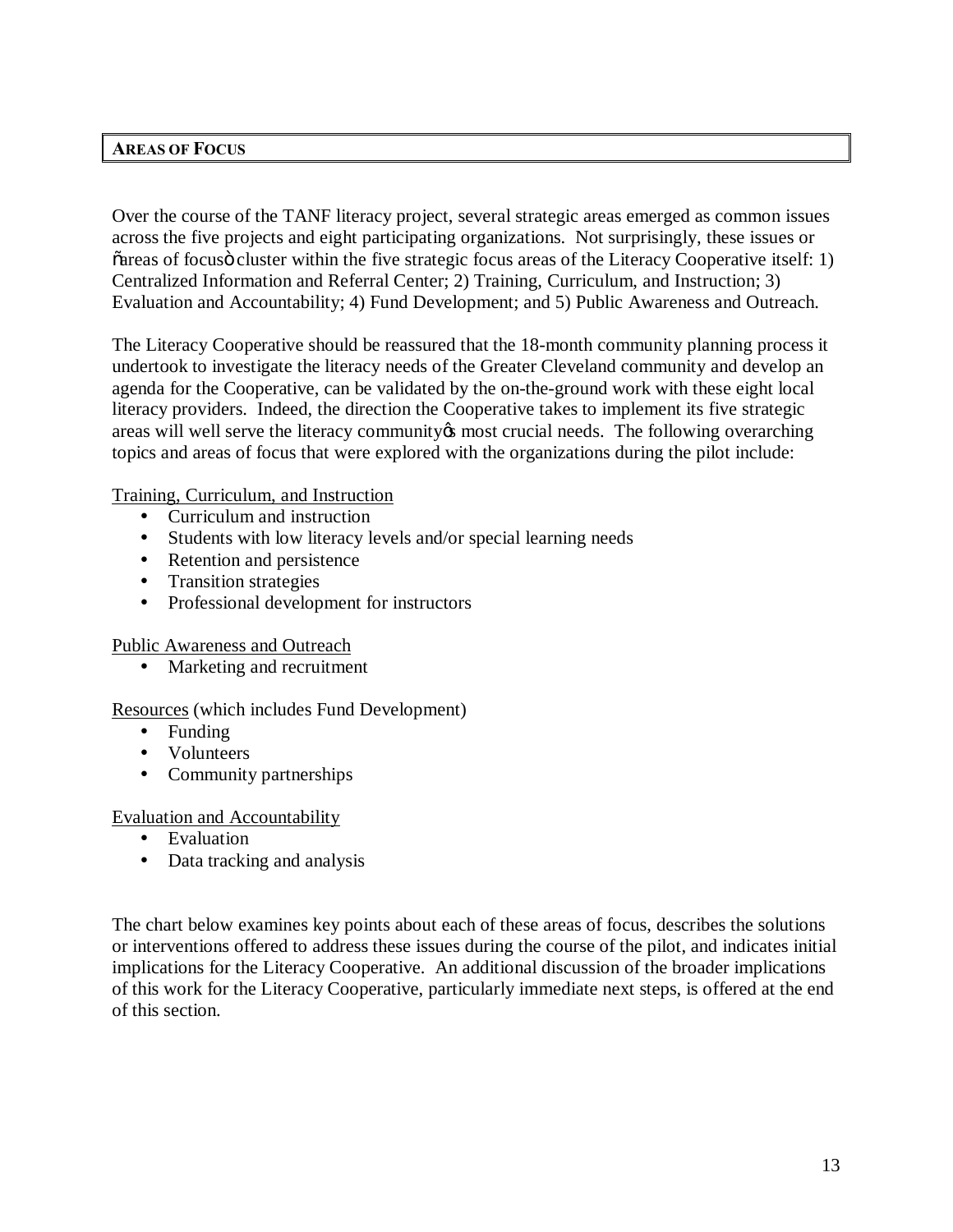## AREAS OF FOCUS

Over the course of the TANF literacy project, several strategic areas emerged as common issues across the five projects and eight participating organizations. Not surprisingly, these issues or "areas of focus" cluster within the five strategic focus areas of the Literacy Cooperative itself: 1) Centralized Information and Referral Center; 2) Training, Curriculum, and Instruction; 3) Evaluation and Accountability; 4) Fund Development; and 5) Public Awareness and Outreach.

The Literacy Cooperative should be reassured that the 18-month community planning process it undertook to investigate the literacy needs of the Greater Cleveland community and develop an agenda for the Cooperative, can be validated by the on-the-ground work with these eight local literacy providers. Indeed, the direction the Cooperative takes to implement its five strategic areas will well serve the literacy community's most crucial needs. The following overarching topics and areas of focus that were explored with the organizations during the pilot include:

<u>Training, Curriculum, and Instruction</u>

- Curriculum and instruction
- Students with low literacy levels and/or special learning needs
- Retention and persistence
- Transition strategies
- Professional development for instructors

<u>Public Awareness and Outreach</u>

- Marketing and recruitment

<u>Resources</u> (which includes Fund Development)

- Funding
- Volunteers
- Community partnerships

<u>Evaluation and Accountability</u>

- Evaluation
- Data tracking and analysis

The chart below examines key points about each of these areas of focus, describes the solutions or interventions offered to address these issues during the course of the pilot, and indicates initial implications for the Literacy Cooperative. An additional discussion of the broader implications of this work for the Literacy Cooperative, particularly immediate next steps, is offered at the end of this section.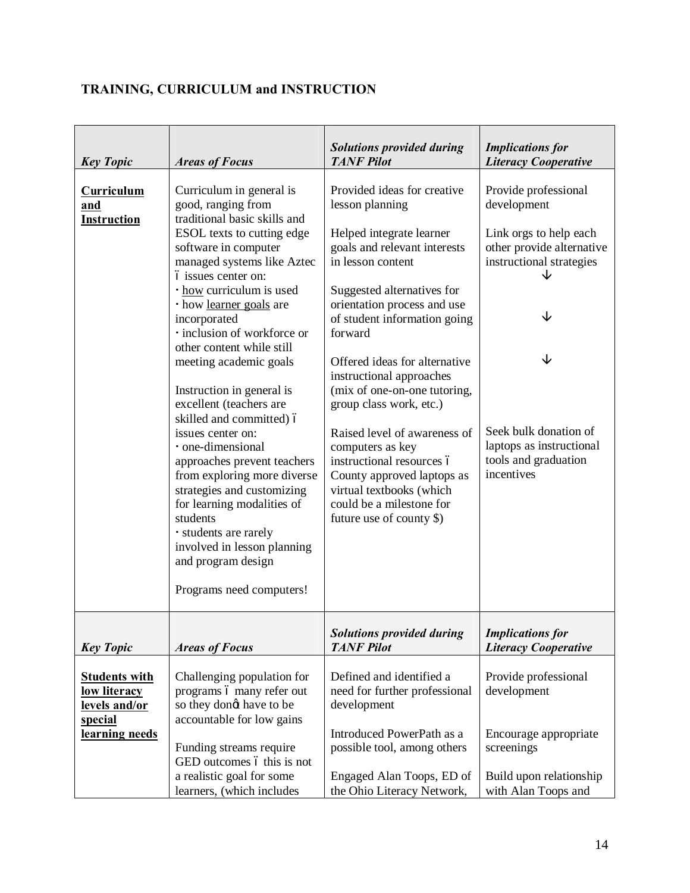## TRAINING, CURRICULUM and INSTRUCTION

| *Key Topic* | *Areas of Focus* | *Solutions provided during TANF Pilot* | *Implications for Literacy Cooperative* |
|---|---|---|---|
| **Curriculum and Instruction** | Curriculum in general is good, ranging from traditional basic skills and ESOL texts to cutting edge software in computer managed systems like Aztec – issues center on:<br>· how curriculum is used<br>· how learner goals are incorporated<br>· inclusion of workforce or other content while still meeting academic goals<br><br>Instruction in general is excellent (teachers are skilled and committed) – issues center on:<br>· one-dimensional approaches prevent teachers from exploring more diverse strategies and customizing for learning modalities of students<br>· students are rarely involved in lesson planning and program design<br><br>Programs need computers! | Provided ideas for creative lesson planning<br><br>Helped integrate learner goals and relevant interests in lesson content<br><br>Suggested alternatives for orientation process and use of student information going forward<br><br>Offered ideas for alternative instructional approaches (mix of one-on-one tutoring, group class work, etc.)<br><br>Raised level of awareness of computers as key instructional resources – County approved laptops as virtual textbooks (which could be a milestone for future use of county $) | Provide professional development<br><br>Link orgs to help each other provide alternative instructional strategies<br>↓<br><br>↓<br><br>↓<br><br>Seek bulk donation of laptops as instructional tools and graduation incentives |
| *Key Topic* | *Areas of Focus* | *Solutions provided during TANF Pilot* | *Implications for Literacy Cooperative* |
| **Students with low literacy levels and/or special learning needs** | Challenging population for programs – many refer out so they don't have to be accountable for low gains<br><br>Funding streams require GED outcomes – this is not a realistic goal for some learners, (which includes | Defined and identified a need for further professional development<br><br>Introduced PowerPath as a possible tool, among others<br><br>Engaged Alan Toops, ED of the Ohio Literacy Network, | Provide professional development<br><br>Encourage appropriate screenings<br><br>Build upon relationship with Alan Toops and |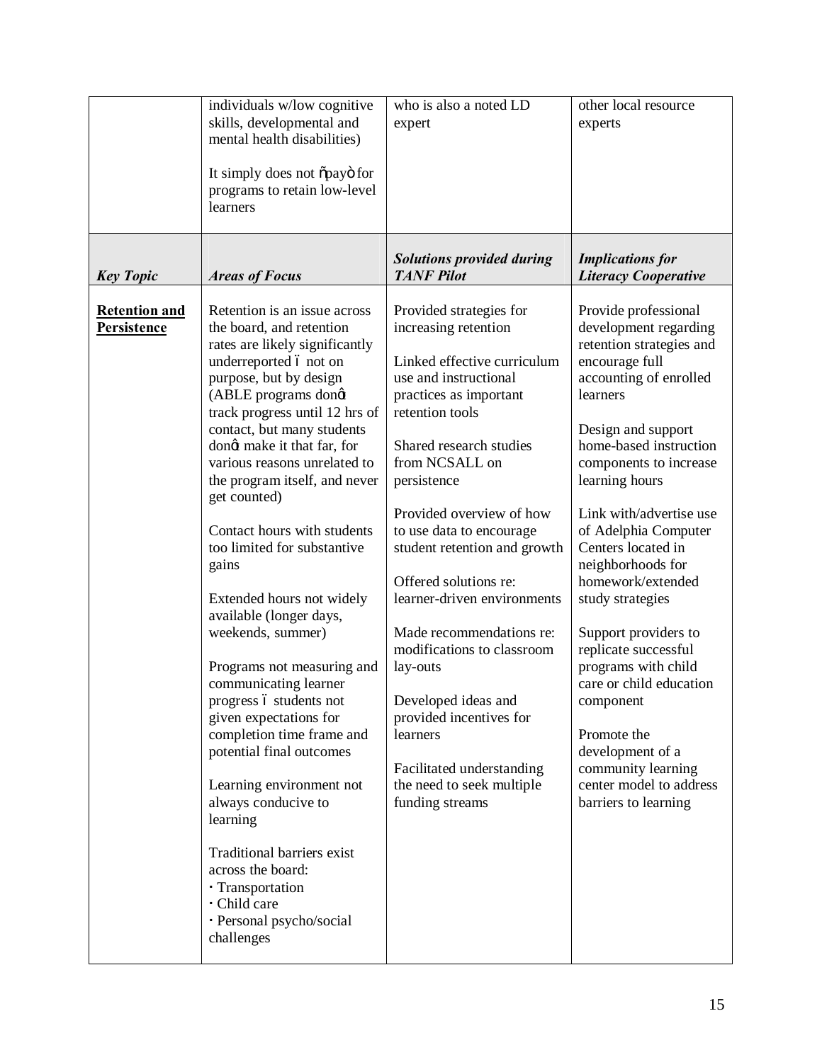| | | | |
|---|---|---|---|
| | individuals w/low cognitive skills, developmental and mental health disabilities)<br><br>It simply does not "pay" for programs to retain low-level learners | who is also a noted LD expert | other local resource experts |
| ***Key Topic*** | ***Areas of Focus*** | ***Solutions provided during TANF Pilot*** | ***Implications for Literacy Cooperative*** |
| **Retention and Persistence** | Retention is an issue across the board, and retention rates are likely significantly underreported – not on purpose, but by design (ABLE programs don't track progress until 12 hrs of contact, but many students don't make it that far, for various reasons unrelated to the program itself, and never get counted)<br><br>Contact hours with students too limited for substantive gains<br><br>Extended hours not widely available (longer days, weekends, summer)<br><br>Programs not measuring and communicating learner progress – students not given expectations for completion time frame and potential final outcomes<br><br>Learning environment not always conducive to learning<br><br>Traditional barriers exist across the board:<br>· Transportation<br>· Child care<br>· Personal psycho/social challenges | Provided strategies for increasing retention<br><br>Linked effective curriculum use and instructional practices as important retention tools<br><br>Shared research studies from NCSALL on persistence<br><br>Provided overview of how to use data to encourage student retention and growth<br><br>Offered solutions re: learner-driven environments<br><br>Made recommendations re: modifications to classroom lay-outs<br><br>Developed ideas and provided incentives for learners<br><br>Facilitated understanding the need to seek multiple funding streams | Provide professional development regarding retention strategies and encourage full accounting of enrolled learners<br><br>Design and support home-based instruction components to increase learning hours<br><br>Link with/advertise use of Adelphia Computer Centers located in neighborhoods for homework/extended study strategies<br><br>Support providers to replicate successful programs with child care or child education component<br><br>Promote the development of a community learning center model to address barriers to learning |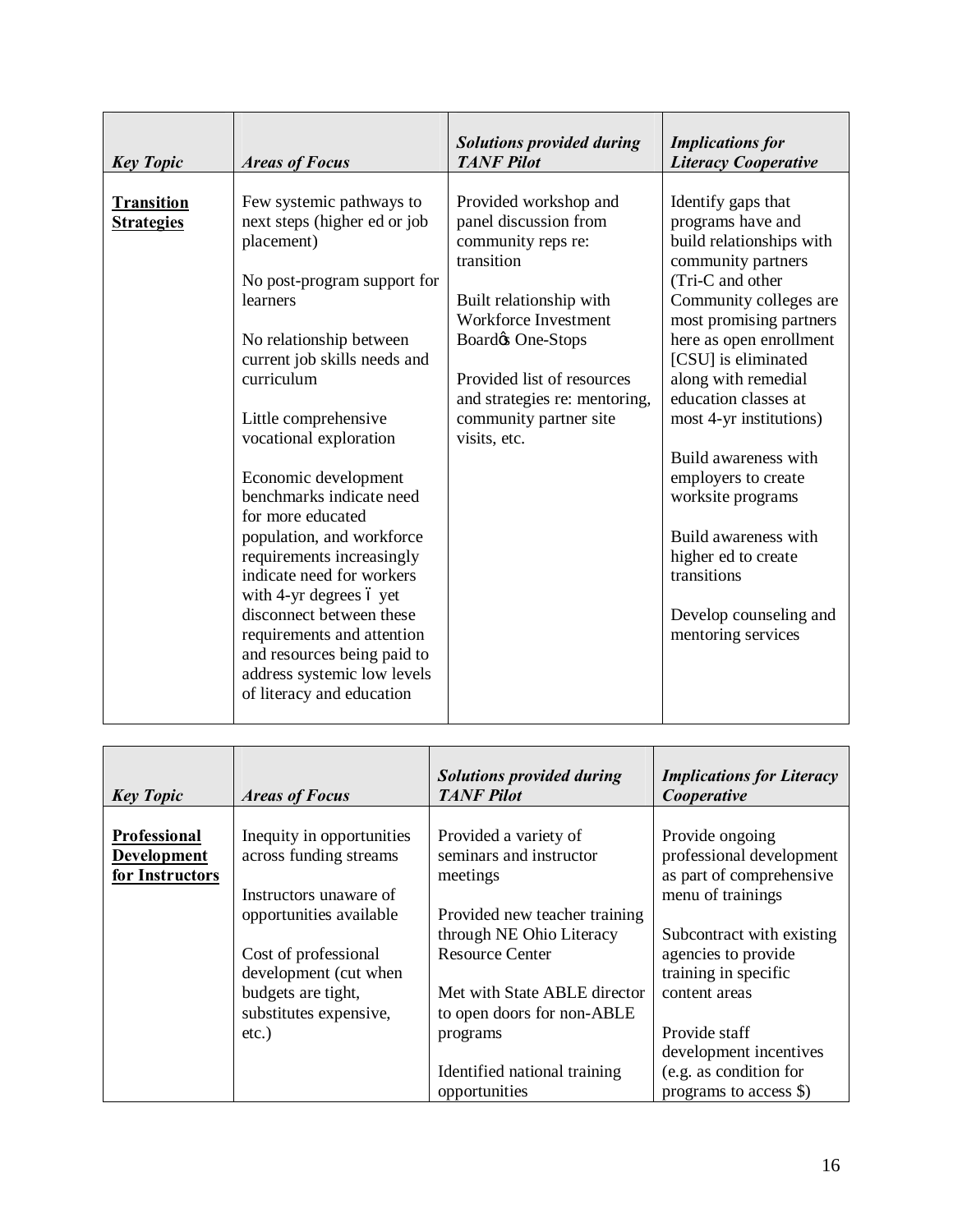| *Key Topic* | *Areas of Focus* | *Solutions provided during TANF Pilot* | *Implications for Literacy Cooperative* |
|---|---|---|---|
| **Transition Strategies** | Few systemic pathways to next steps (higher ed or job placement)<br><br>No post-program support for learners<br><br>No relationship between current job skills needs and curriculum<br><br>Little comprehensive vocational exploration<br><br>Economic development benchmarks indicate need for more educated population, and workforce requirements increasingly indicate need for workers with 4-yr degrees – yet disconnect between these requirements and attention and resources being paid to address systemic low levels of literacy and education | Provided workshop and panel discussion from community reps re: transition<br><br>Built relationship with Workforce Investment Board's One-Stops<br><br>Provided list of resources and strategies re: mentoring, community partner site visits, etc. | Identify gaps that programs have and build relationships with community partners (Tri-C and other Community colleges are most promising partners here as open enrollment [CSU] is eliminated along with remedial education classes at most 4-yr institutions)<br><br>Build awareness with employers to create worksite programs<br><br>Build awareness with higher ed to create transitions<br><br>Develop counseling and mentoring services |

| *Key Topic* | *Areas of Focus* | *Solutions provided during TANF Pilot* | *Implications for Literacy Cooperative* |
|---|---|---|---|
| **Professional Development for Instructors** | Inequity in opportunities across funding streams<br><br>Instructors unaware of opportunities available<br><br>Cost of professional development (cut when budgets are tight, substitutes expensive, etc.) | Provided a variety of seminars and instructor meetings<br><br>Provided new teacher training through NE Ohio Literacy Resource Center<br><br>Met with State ABLE director to open doors for non-ABLE programs<br><br>Identified national training opportunities | Provide ongoing professional development as part of comprehensive menu of trainings<br><br>Subcontract with existing agencies to provide training in specific content areas<br><br>Provide staff development incentives (e.g. as condition for programs to access $) |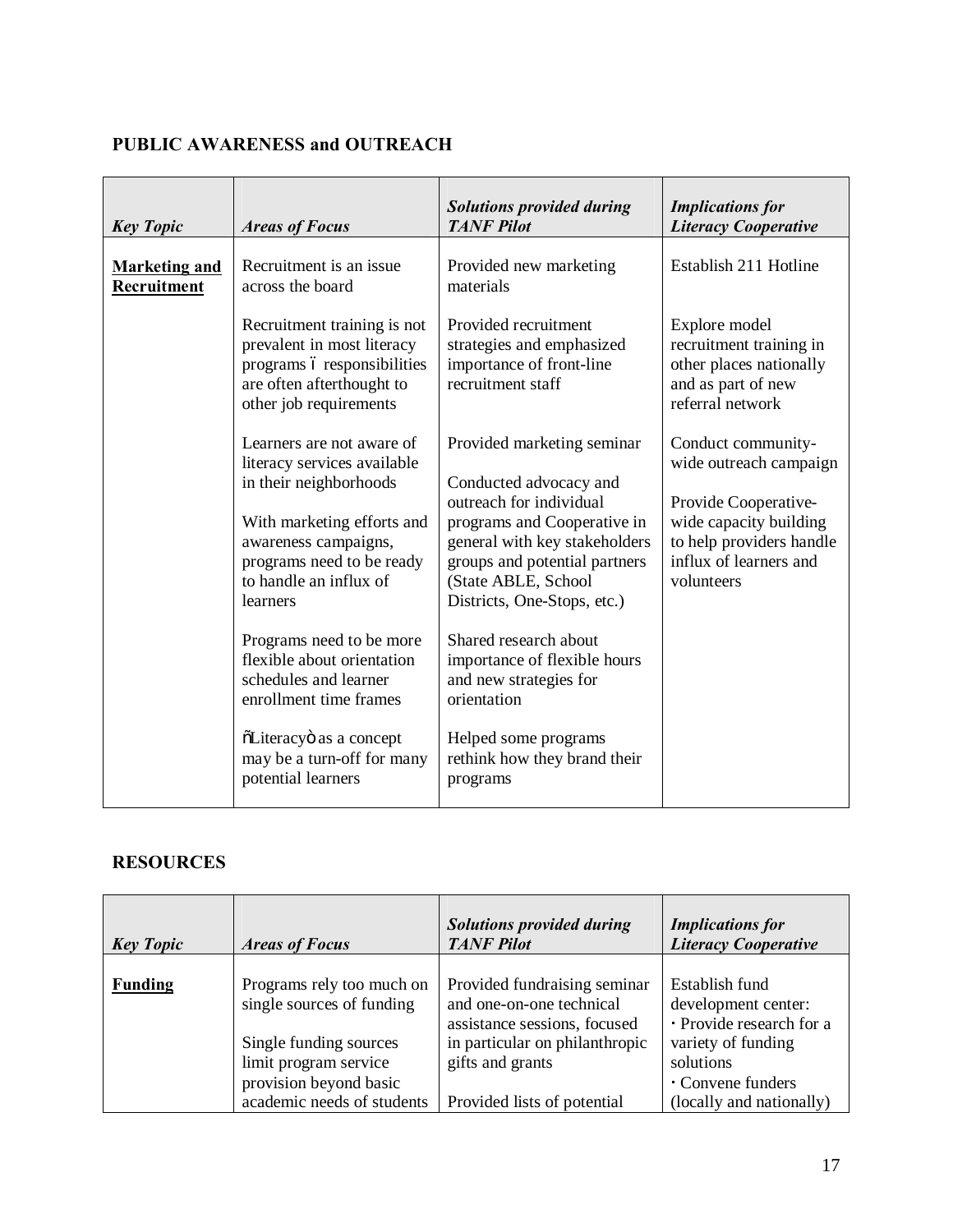## PUBLIC AWARENESS and OUTREACH

| *Key Topic* | *Areas of Focus* | *Solutions provided during TANF Pilot* | *Implications for Literacy Cooperative* |
|---|---|---|---|
| **Marketing and Recruitment** | Recruitment is an issue across the board | Provided new marketing materials | Establish 211 Hotline |
| | Recruitment training is not prevalent in most literacy programs ó responsibilities are often afterthought to other job requirements | Provided recruitment strategies and emphasized importance of front-line recruitment staff | Explore model recruitment training in other places nationally and as part of new referral network |
| | Learners are not aware of literacy services available in their neighborhoods | Provided marketing seminar | Conduct community-wide outreach campaign |
| | With marketing efforts and awareness campaigns, programs need to be ready to handle an influx of learners | Conducted advocacy and outreach for individual programs and Cooperative in general with key stakeholders groups and potential partners (State ABLE, School Districts, One-Stops, etc.) | Provide Cooperative-wide capacity building to help providers handle influx of learners and volunteers |
| | Programs need to be more flexible about orientation schedules and learner enrollment time frames | Shared research about importance of flexible hours and new strategies for orientation | |
| | õLiteracyö as a concept may be a turn-off for many potential learners | Helped some programs rethink how they brand their programs | |

## RESOURCES

| *Key Topic* | *Areas of Focus* | *Solutions provided during TANF Pilot* | *Implications for Literacy Cooperative* |
|---|---|---|---|
| **Funding** | Programs rely too much on single sources of funding<br><br>Single funding sources limit program service provision beyond basic academic needs of students | Provided fundraising seminar and one-on-one technical assistance sessions, focused in particular on philanthropic gifts and grants<br><br>Provided lists of potential | Establish fund development center:<br>· Provide research for a variety of funding solutions<br>· Convene funders (locally and nationally) |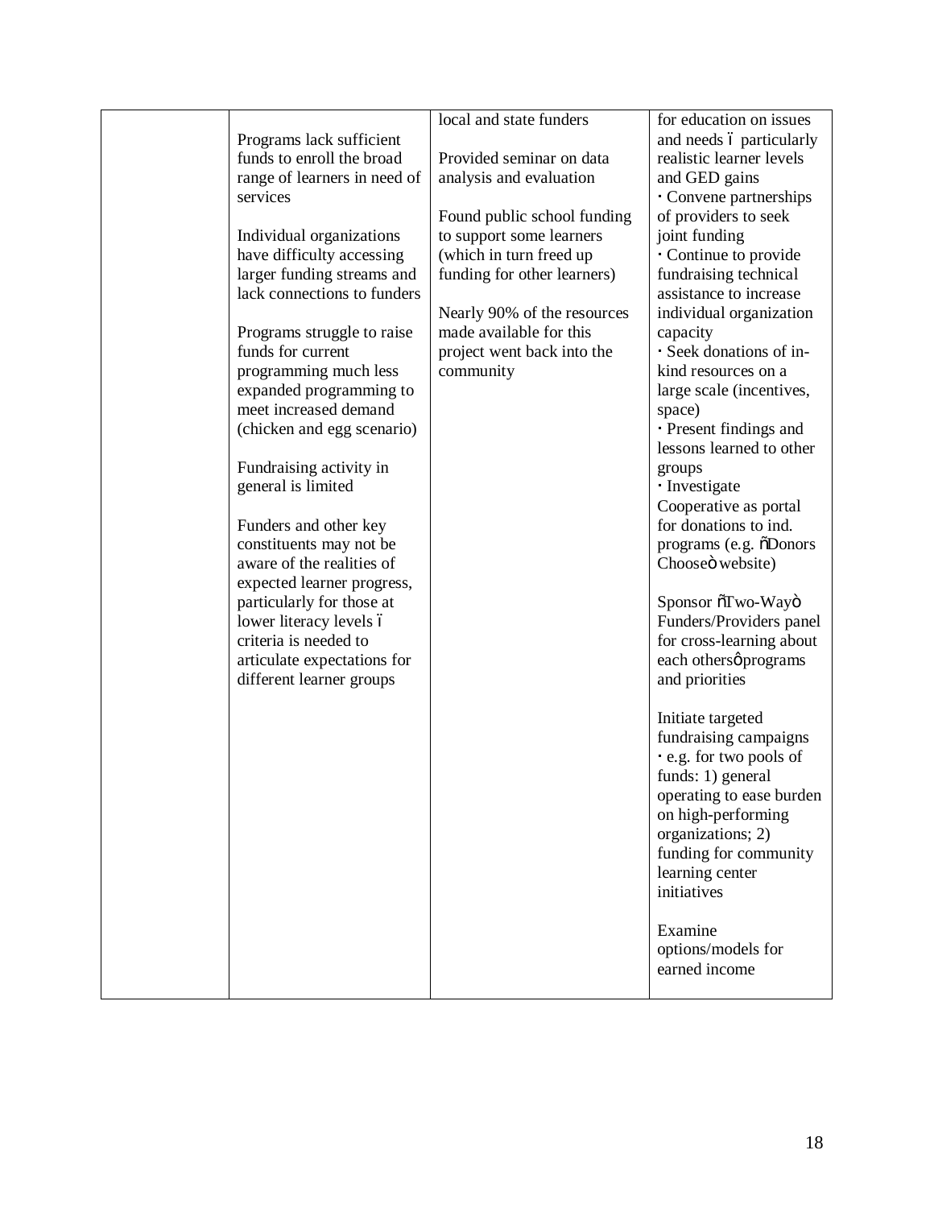|  |  |  |  |
|---|---|---|---|
|  | Programs lack sufficient funds to enroll the broad range of learners in need of services<br><br>Individual organizations have difficulty accessing larger funding streams and lack connections to funders<br><br>Programs struggle to raise funds for current programming much less expanded programming to meet increased demand (chicken and egg scenario)<br><br>Fundraising activity in general is limited<br><br>Funders and other key constituents may not be aware of the realities of expected learner progress, particularly for those at lower literacy levels – criteria is needed to articulate expectations for different learner groups | local and state funders<br><br>Provided seminar on data analysis and evaluation<br><br>Found public school funding to support some learners (which in turn freed up funding for other learners)<br><br>Nearly 90% of the resources made available for this project went back into the community | for education on issues and needs – particularly realistic learner levels and GED gains<br>· Convene partnerships of providers to seek joint funding<br>· Continue to provide fundraising technical assistance to increase individual organization capacity<br>· Seek donations of in-kind resources on a large scale (incentives, space)<br>· Present findings and lessons learned to other groups<br>· Investigate Cooperative as portal for donations to ind. programs (e.g. "Donors Choose" website)<br><br>Sponsor "Two-Way" Funders/Providers panel for cross-learning about each others' programs and priorities<br><br>Initiate targeted fundraising campaigns<br>· e.g. for two pools of funds: 1) general operating to ease burden on high-performing organizations; 2) funding for community learning center initiatives<br><br>Examine options/models for earned income |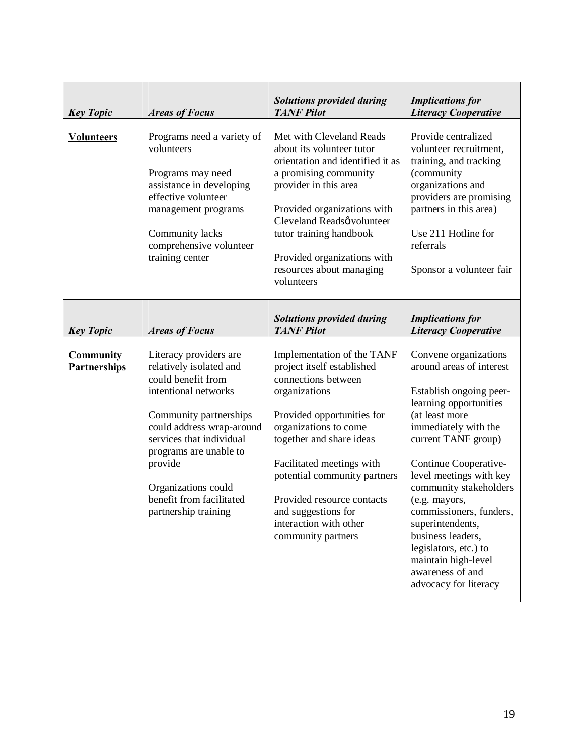| *Key Topic* | *Areas of Focus* | *Solutions provided during TANF Pilot* | *Implications for Literacy Cooperative* |
|---|---|---|---|
| **Volunteers** | Programs need a variety of volunteers<br><br>Programs may need assistance in developing effective volunteer management programs<br><br>Community lacks comprehensive volunteer training center | Met with Cleveland Reads about its volunteer tutor orientation and identified it as a promising community provider in this area<br><br>Provided organizations with Cleveland Readsô volunteer tutor training handbook<br><br>Provided organizations with resources about managing volunteers | Provide centralized volunteer recruitment, training, and tracking (community organizations and providers are promising partners in this area)<br><br>Use 211 Hotline for referrals<br><br>Sponsor a volunteer fair |

| *Key Topic* | *Areas of Focus* | *Solutions provided during TANF Pilot* | *Implications for Literacy Cooperative* |
|---|---|---|---|
| **Community Partnerships** | Literacy providers are relatively isolated and could benefit from intentional networks<br><br>Community partnerships could address wrap-around services that individual programs are unable to provide<br><br>Organizations could benefit from facilitated partnership training | Implementation of the TANF project itself established connections between organizations<br><br>Provided opportunities for organizations to come together and share ideas<br><br>Facilitated meetings with potential community partners<br><br>Provided resource contacts and suggestions for interaction with other community partners | Convene organizations around areas of interest<br><br>Establish ongoing peer-learning opportunities (at least more immediately with the current TANF group)<br><br>Continue Cooperative-level meetings with key community stakeholders (e.g. mayors, commissioners, funders, superintendents, business leaders, legislators, etc.) to maintain high-level awareness of and advocacy for literacy |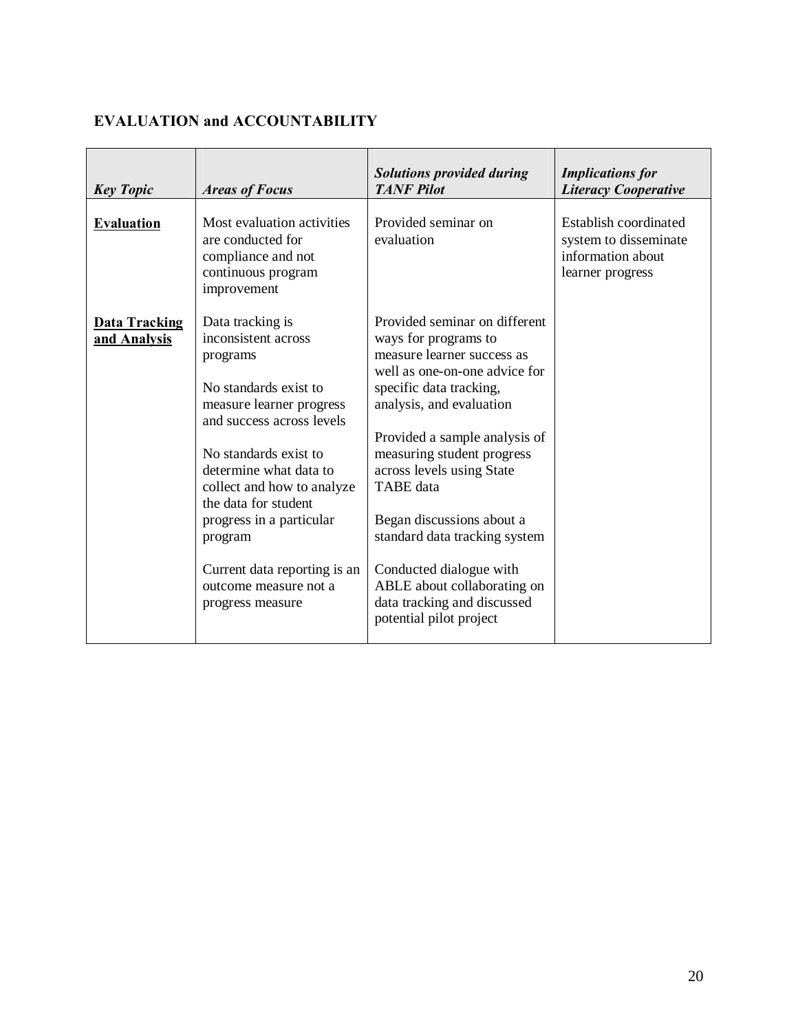## EVALUATION and ACCOUNTABILITY

| *Key Topic* | *Areas of Focus* | *Solutions provided during TANF Pilot* | *Implications for Literacy Cooperative* |
|---|---|---|---|
| **Evaluation** | Most evaluation activities are conducted for compliance and not continuous program improvement | Provided seminar on evaluation | Establish coordinated system to disseminate information about learner progress |
| **Data Tracking and Analysis** | Data tracking is inconsistent across programs<br><br>No standards exist to measure learner progress and success across levels<br><br>No standards exist to determine what data to collect and how to analyze the data for student progress in a particular program<br><br>Current data reporting is an outcome measure not a progress measure | Provided seminar on different ways for programs to measure learner success as well as one-on-one advice for specific data tracking, analysis, and evaluation<br><br>Provided a sample analysis of measuring student progress across levels using State TABE data<br><br>Began discussions about a standard data tracking system<br><br>Conducted dialogue with ABLE about collaborating on data tracking and discussed potential pilot project | |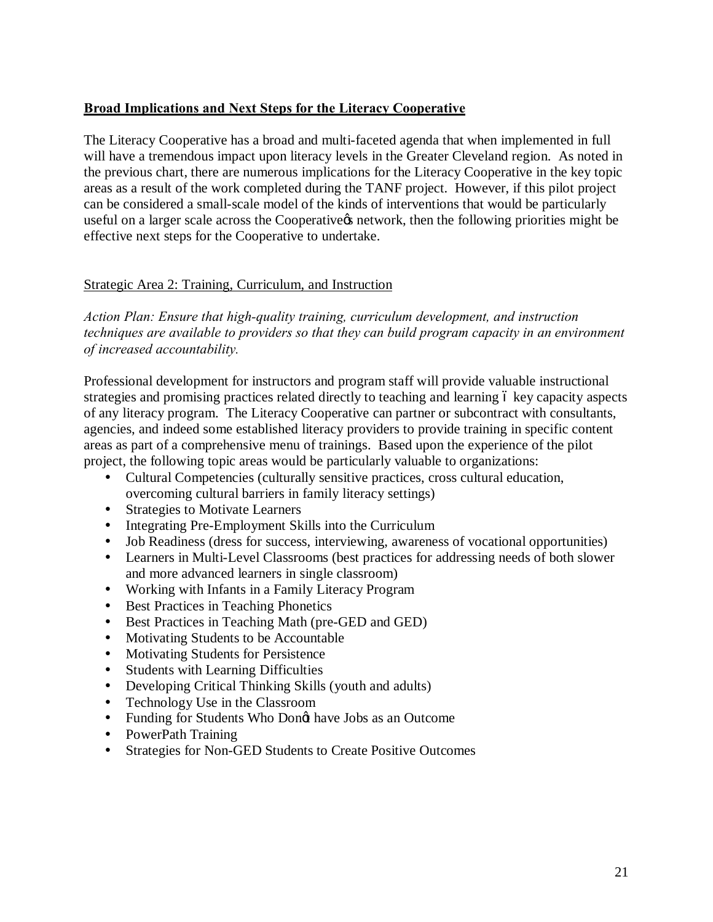**Broad Implications and Next Steps for the Literacy Cooperative**

The Literacy Cooperative has a broad and multi-faceted agenda that when implemented in full will have a tremendous impact upon literacy levels in the Greater Cleveland region. As noted in the previous chart, there are numerous implications for the Literacy Cooperative in the key topic areas as a result of the work completed during the TANF project. However, if this pilot project can be considered a small-scale model of the kinds of interventions that would be particularly useful on a larger scale across the Cooperative's network, then the following priorities might be effective next steps for the Cooperative to undertake.

Strategic Area 2: Training, Curriculum, and Instruction

*Action Plan: Ensure that high-quality training, curriculum development, and instruction techniques are available to providers so that they can build program capacity in an environment of increased accountability.*

Professional development for instructors and program staff will provide valuable instructional strategies and promising practices related directly to teaching and learning – key capacity aspects of any literacy program. The Literacy Cooperative can partner or subcontract with consultants, agencies, and indeed some established literacy providers to provide training in specific content areas as part of a comprehensive menu of trainings. Based upon the experience of the pilot project, the following topic areas would be particularly valuable to organizations:

- Cultural Competencies (culturally sensitive practices, cross cultural education, overcoming cultural barriers in family literacy settings)
- Strategies to Motivate Learners
- Integrating Pre-Employment Skills into the Curriculum
- Job Readiness (dress for success, interviewing, awareness of vocational opportunities)
- Learners in Multi-Level Classrooms (best practices for addressing needs of both slower and more advanced learners in single classroom)
- Working with Infants in a Family Literacy Program
- Best Practices in Teaching Phonetics
- Best Practices in Teaching Math (pre-GED and GED)
- Motivating Students to be Accountable
- Motivating Students for Persistence
- Students with Learning Difficulties
- Developing Critical Thinking Skills (youth and adults)
- Technology Use in the Classroom
- Funding for Students Who Don't have Jobs as an Outcome
- PowerPath Training
- Strategies for Non-GED Students to Create Positive Outcomes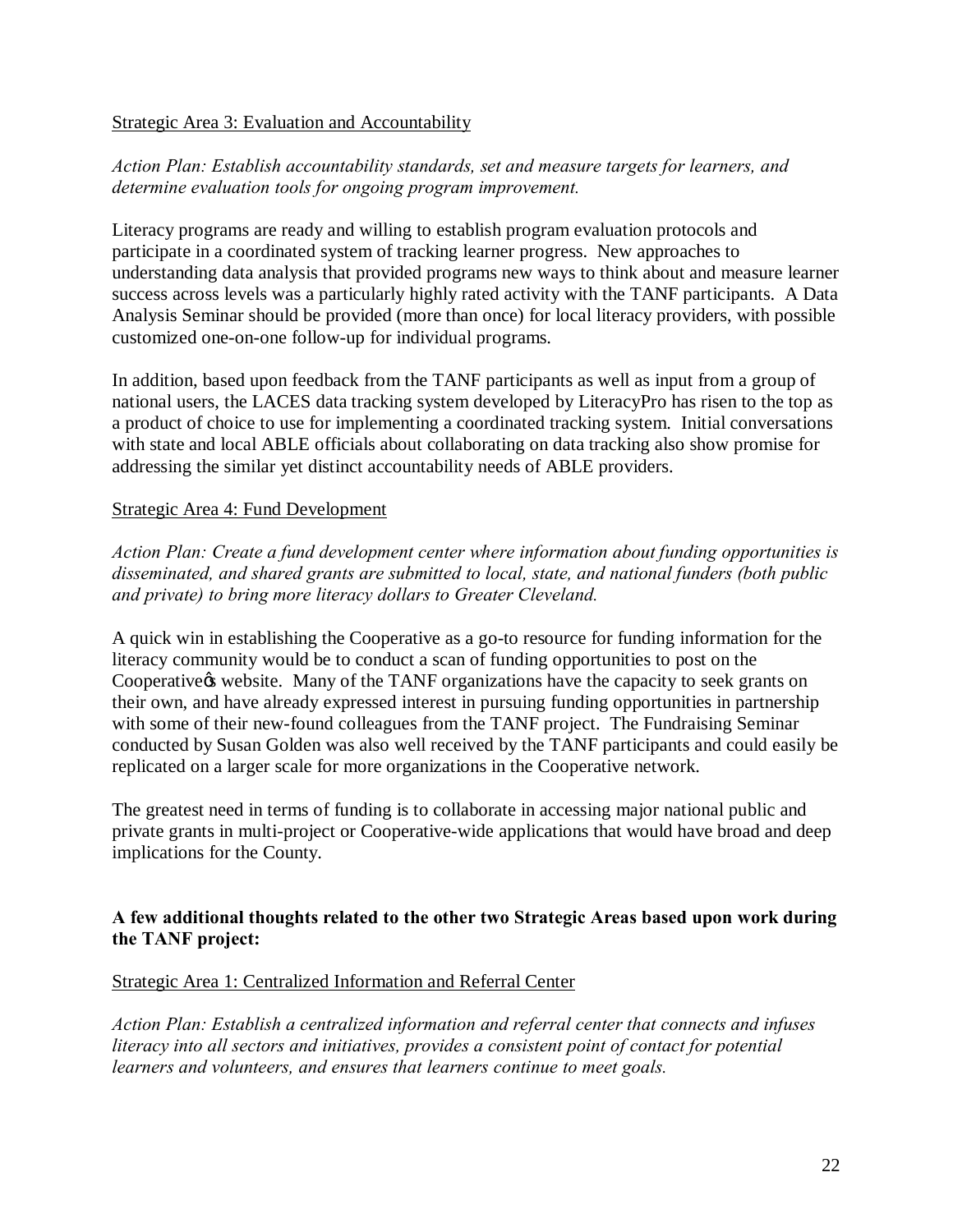Strategic Area 3: Evaluation and Accountability

*Action Plan: Establish accountability standards, set and measure targets for learners, and determine evaluation tools for ongoing program improvement.*

Literacy programs are ready and willing to establish program evaluation protocols and participate in a coordinated system of tracking learner progress. New approaches to understanding data analysis that provided programs new ways to think about and measure learner success across levels was a particularly highly rated activity with the TANF participants. A Data Analysis Seminar should be provided (more than once) for local literacy providers, with possible customized one-on-one follow-up for individual programs.

In addition, based upon feedback from the TANF participants as well as input from a group of national users, the LACES data tracking system developed by LiteracyPro has risen to the top as a product of choice to use for implementing a coordinated tracking system. Initial conversations with state and local ABLE officials about collaborating on data tracking also show promise for addressing the similar yet distinct accountability needs of ABLE providers.

Strategic Area 4: Fund Development

*Action Plan: Create a fund development center where information about funding opportunities is disseminated, and shared grants are submitted to local, state, and national funders (both public and private) to bring more literacy dollars to Greater Cleveland.*

A quick win in establishing the Cooperative as a go-to resource for funding information for the literacy community would be to conduct a scan of funding opportunities to post on the Cooperative's website. Many of the TANF organizations have the capacity to seek grants on their own, and have already expressed interest in pursuing funding opportunities in partnership with some of their new-found colleagues from the TANF project. The Fundraising Seminar conducted by Susan Golden was also well received by the TANF participants and could easily be replicated on a larger scale for more organizations in the Cooperative network.

The greatest need in terms of funding is to collaborate in accessing major national public and private grants in multi-project or Cooperative-wide applications that would have broad and deep implications for the County.

**A few additional thoughts related to the other two Strategic Areas based upon work during the TANF project:**

Strategic Area 1: Centralized Information and Referral Center

*Action Plan: Establish a centralized information and referral center that connects and infuses literacy into all sectors and initiatives, provides a consistent point of contact for potential learners and volunteers, and ensures that learners continue to meet goals.*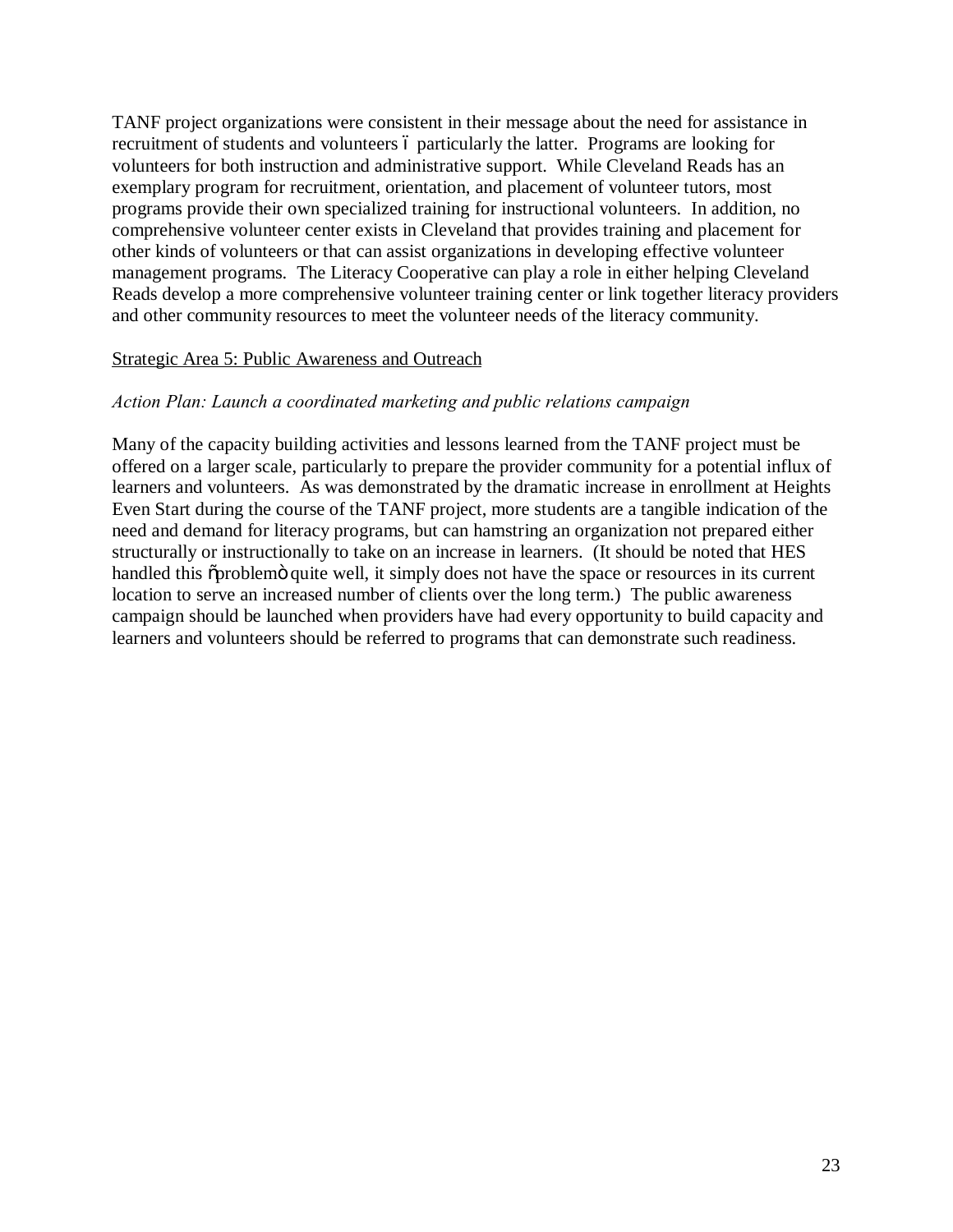TANF project organizations were consistent in their message about the need for assistance in recruitment of students and volunteers – particularly the latter. Programs are looking for volunteers for both instruction and administrative support. While Cleveland Reads has an exemplary program for recruitment, orientation, and placement of volunteer tutors, most programs provide their own specialized training for instructional volunteers. In addition, no comprehensive volunteer center exists in Cleveland that provides training and placement for other kinds of volunteers or that can assist organizations in developing effective volunteer management programs. The Literacy Cooperative can play a role in either helping Cleveland Reads develop a more comprehensive volunteer training center or link together literacy providers and other community resources to meet the volunteer needs of the literacy community.

Strategic Area 5: Public Awareness and Outreach

*Action Plan: Launch a coordinated marketing and public relations campaign*

Many of the capacity building activities and lessons learned from the TANF project must be offered on a larger scale, particularly to prepare the provider community for a potential influx of learners and volunteers. As was demonstrated by the dramatic increase in enrollment at Heights Even Start during the course of the TANF project, more students are a tangible indication of the need and demand for literacy programs, but can hamstring an organization not prepared either structurally or instructionally to take on an increase in learners. (It should be noted that HES handled this "problem" quite well, it simply does not have the space or resources in its current location to serve an increased number of clients over the long term.) The public awareness campaign should be launched when providers have had every opportunity to build capacity and learners and volunteers should be referred to programs that can demonstrate such readiness.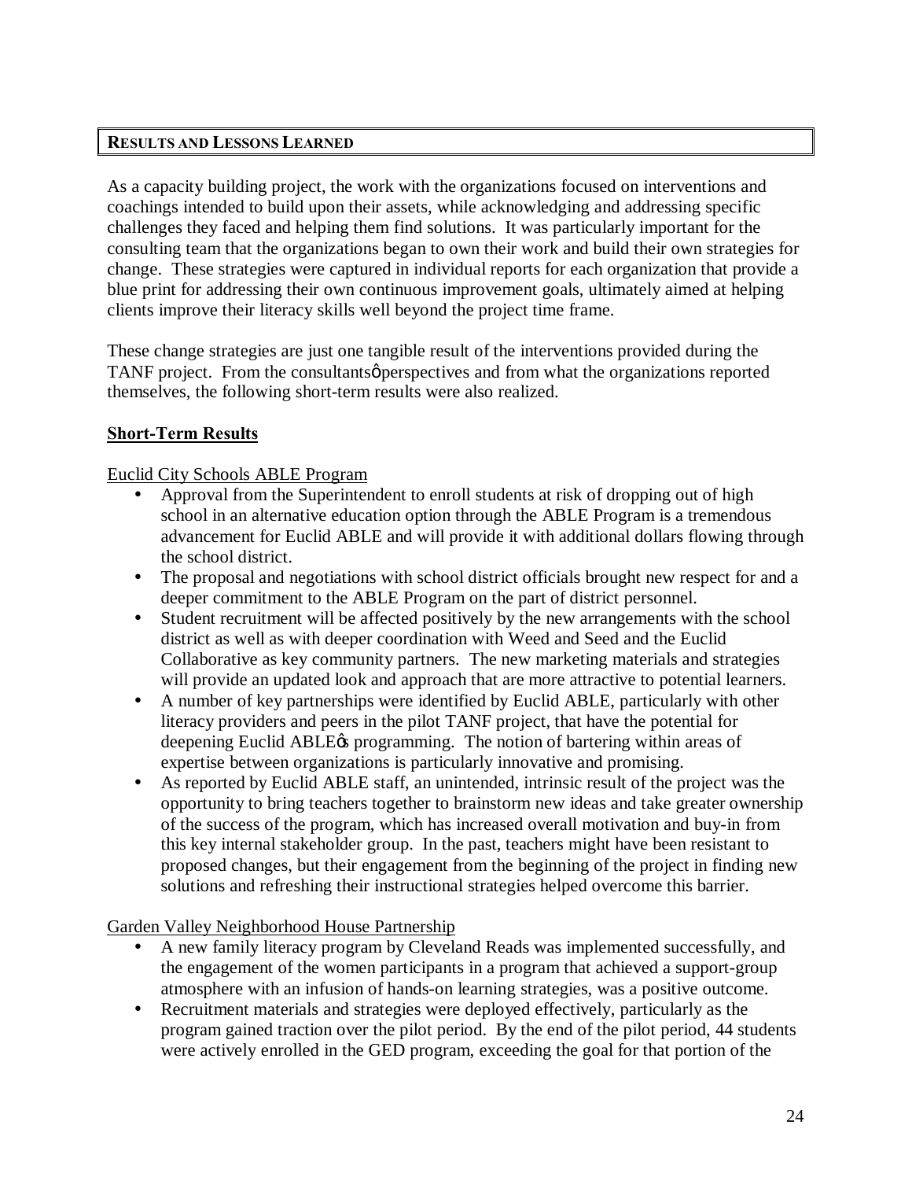## RESULTS AND LESSONS LEARNED

As a capacity building project, the work with the organizations focused on interventions and coachings intended to build upon their assets, while acknowledging and addressing specific challenges they faced and helping them find solutions. It was particularly important for the consulting team that the organizations began to own their work and build their own strategies for change. These strategies were captured in individual reports for each organization that provide a blue print for addressing their own continuous improvement goals, ultimately aimed at helping clients improve their literacy skills well beyond the project time frame.

These change strategies are just one tangible result of the interventions provided during the TANF project. From the consultants' perspectives and from what the organizations reported themselves, the following short-term results were also realized.

### Short-Term Results

Euclid City Schools ABLE Program

- Approval from the Superintendent to enroll students at risk of dropping out of high school in an alternative education option through the ABLE Program is a tremendous advancement for Euclid ABLE and will provide it with additional dollars flowing through the school district.
- The proposal and negotiations with school district officials brought new respect for and a deeper commitment to the ABLE Program on the part of district personnel.
- Student recruitment will be affected positively by the new arrangements with the school district as well as with deeper coordination with Weed and Seed and the Euclid Collaborative as key community partners. The new marketing materials and strategies will provide an updated look and approach that are more attractive to potential learners.
- A number of key partnerships were identified by Euclid ABLE, particularly with other literacy providers and peers in the pilot TANF project, that have the potential for deepening Euclid ABLE's programming. The notion of bartering within areas of expertise between organizations is particularly innovative and promising.
- As reported by Euclid ABLE staff, an unintended, intrinsic result of the project was the opportunity to bring teachers together to brainstorm new ideas and take greater ownership of the success of the program, which has increased overall motivation and buy-in from this key internal stakeholder group. In the past, teachers might have been resistant to proposed changes, but their engagement from the beginning of the project in finding new solutions and refreshing their instructional strategies helped overcome this barrier.

Garden Valley Neighborhood House Partnership

- A new family literacy program by Cleveland Reads was implemented successfully, and the engagement of the women participants in a program that achieved a support-group atmosphere with an infusion of hands-on learning strategies, was a positive outcome.
- Recruitment materials and strategies were deployed effectively, particularly as the program gained traction over the pilot period. By the end of the pilot period, 44 students were actively enrolled in the GED program, exceeding the goal for that portion of the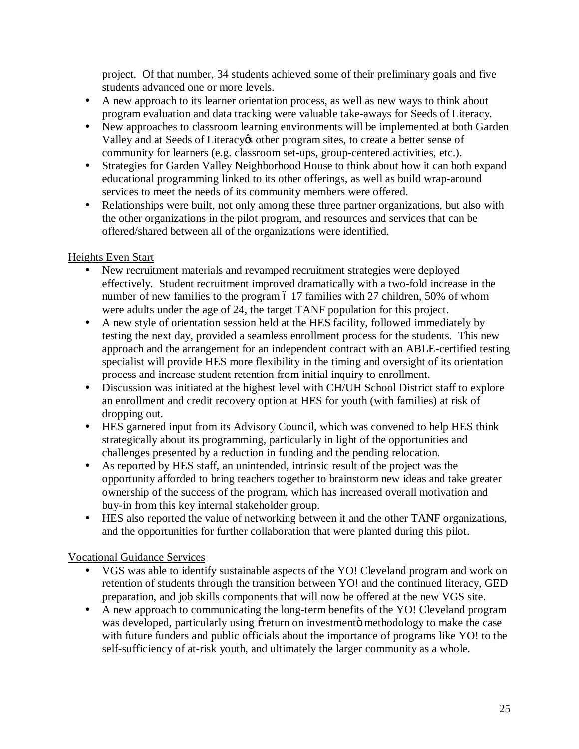project. Of that number, 34 students achieved some of their preliminary goals and five students advanced one or more levels.

- A new approach to its learner orientation process, as well as new ways to think about program evaluation and data tracking were valuable take-aways for Seeds of Literacy.
- New approaches to classroom learning environments will be implemented at both Garden Valley and at Seeds of Literacy's other program sites, to create a better sense of community for learners (e.g. classroom set-ups, group-centered activities, etc.).
- Strategies for Garden Valley Neighborhood House to think about how it can both expand educational programming linked to its other offerings, as well as build wrap-around services to meet the needs of its community members were offered.
- Relationships were built, not only among these three partner organizations, but also with the other organizations in the pilot program, and resources and services that can be offered/shared between all of the organizations were identified.

Heights Even Start

- New recruitment materials and revamped recruitment strategies were deployed effectively. Student recruitment improved dramatically with a two-fold increase in the number of new families to the program – 17 families with 27 children, 50% of whom were adults under the age of 24, the target TANF population for this project.
- A new style of orientation session held at the HES facility, followed immediately by testing the next day, provided a seamless enrollment process for the students. This new approach and the arrangement for an independent contract with an ABLE-certified testing specialist will provide HES more flexibility in the timing and oversight of its orientation process and increase student retention from initial inquiry to enrollment.
- Discussion was initiated at the highest level with CH/UH School District staff to explore an enrollment and credit recovery option at HES for youth (with families) at risk of dropping out.
- HES garnered input from its Advisory Council, which was convened to help HES think strategically about its programming, particularly in light of the opportunities and challenges presented by a reduction in funding and the pending relocation.
- As reported by HES staff, an unintended, intrinsic result of the project was the opportunity afforded to bring teachers together to brainstorm new ideas and take greater ownership of the success of the program, which has increased overall motivation and buy-in from this key internal stakeholder group.
- HES also reported the value of networking between it and the other TANF organizations, and the opportunities for further collaboration that were planted during this pilot.

Vocational Guidance Services

- VGS was able to identify sustainable aspects of the YO! Cleveland program and work on retention of students through the transition between YO! and the continued literacy, GED preparation, and job skills components that will now be offered at the new VGS site.
- A new approach to communicating the long-term benefits of the YO! Cleveland program was developed, particularly using "return on investment" methodology to make the case with future funders and public officials about the importance of programs like YO! to the self-sufficiency of at-risk youth, and ultimately the larger community as a whole.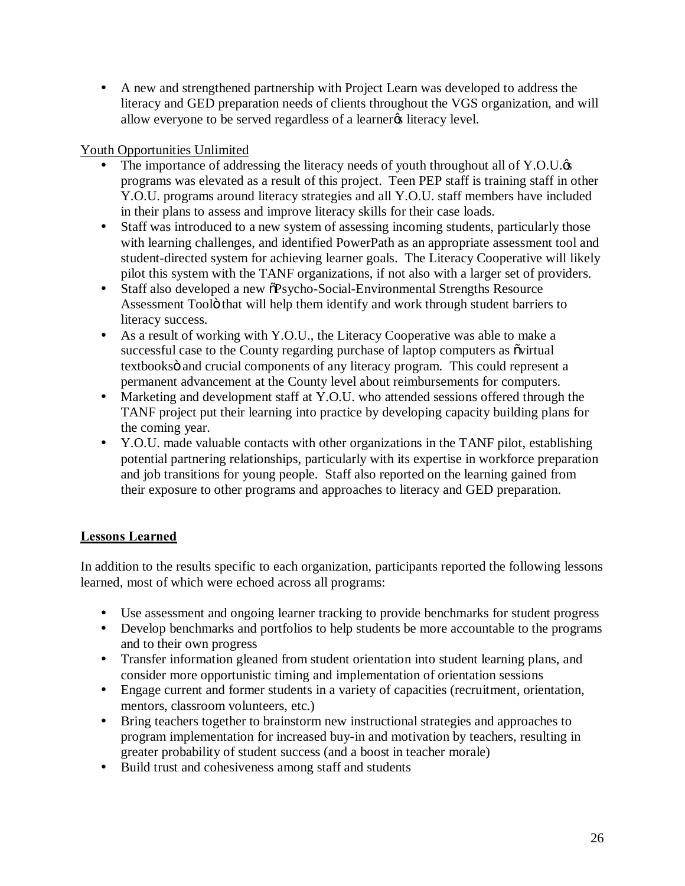- A new and strengthened partnership with Project Learn was developed to address the literacy and GED preparation needs of clients throughout the VGS organization, and will allow everyone to be served regardless of a learner's literacy level.

Youth Opportunities Unlimited

- The importance of addressing the literacy needs of youth throughout all of Y.O.U.'s programs was elevated as a result of this project. Teen PEP staff is training staff in other Y.O.U. programs around literacy strategies and all Y.O.U. staff members have included in their plans to assess and improve literacy skills for their case loads.
- Staff was introduced to a new system of assessing incoming students, particularly those with learning challenges, and identified PowerPath as an appropriate assessment tool and student-directed system for achieving learner goals. The Literacy Cooperative will likely pilot this system with the TANF organizations, if not also with a larger set of providers.
- Staff also developed a new "Psycho-Social-Environmental Strengths Resource Assessment Tool" that will help them identify and work through student barriers to literacy success.
- As a result of working with Y.O.U., the Literacy Cooperative was able to make a successful case to the County regarding purchase of laptop computers as "virtual textbooks" and crucial components of any literacy program. This could represent a permanent advancement at the County level about reimbursements for computers.
- Marketing and development staff at Y.O.U. who attended sessions offered through the TANF project put their learning into practice by developing capacity building plans for the coming year.
- Y.O.U. made valuable contacts with other organizations in the TANF pilot, establishing potential partnering relationships, particularly with its expertise in workforce preparation and job transitions for young people. Staff also reported on the learning gained from their exposure to other programs and approaches to literacy and GED preparation.

## Lessons Learned

In addition to the results specific to each organization, participants reported the following lessons learned, most of which were echoed across all programs:

- Use assessment and ongoing learner tracking to provide benchmarks for student progress
- Develop benchmarks and portfolios to help students be more accountable to the programs and to their own progress
- Transfer information gleaned from student orientation into student learning plans, and consider more opportunistic timing and implementation of orientation sessions
- Engage current and former students in a variety of capacities (recruitment, orientation, mentors, classroom volunteers, etc.)
- Bring teachers together to brainstorm new instructional strategies and approaches to program implementation for increased buy-in and motivation by teachers, resulting in greater probability of student success (and a boost in teacher morale)
- Build trust and cohesiveness among staff and students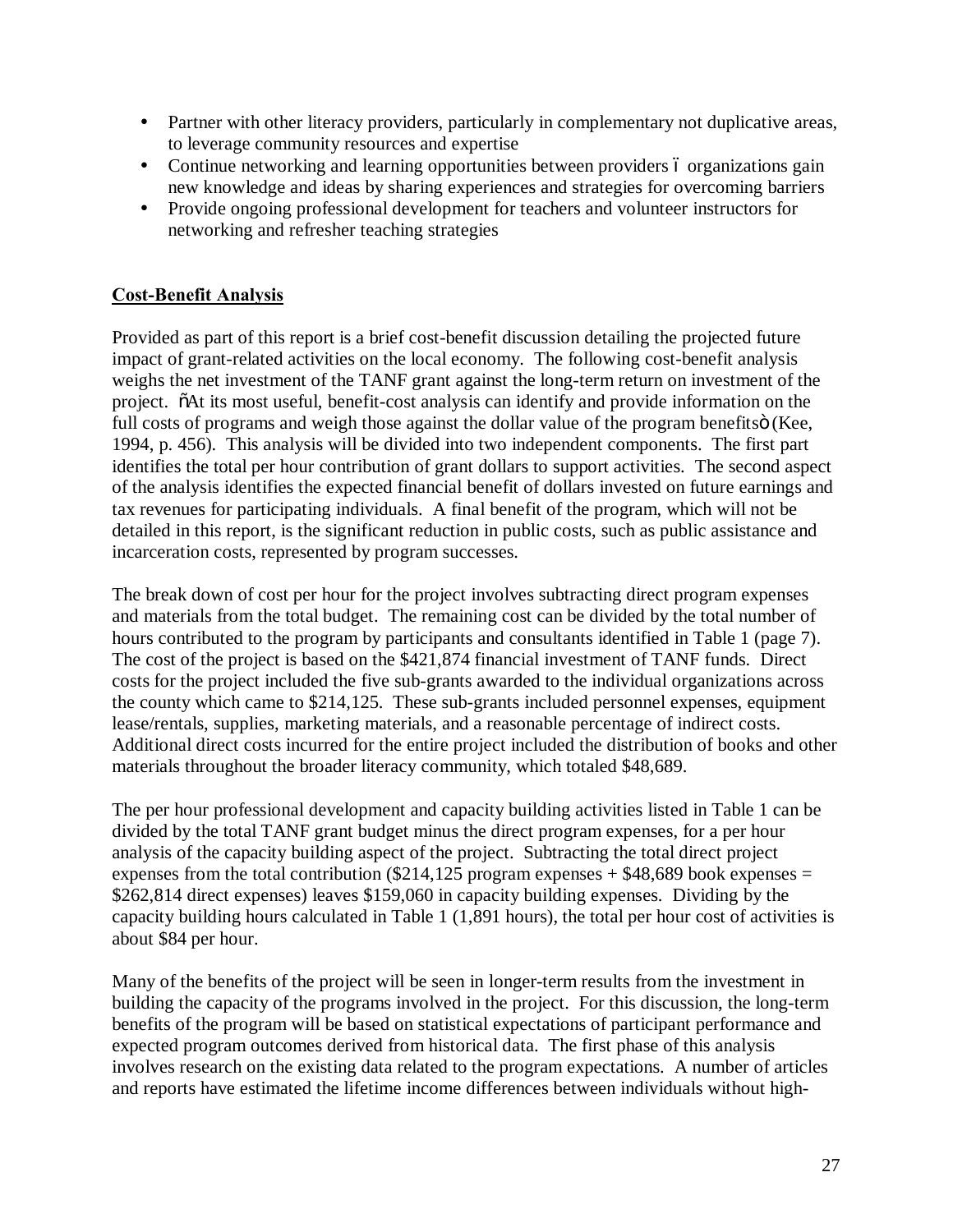- Partner with other literacy providers, particularly in complementary not duplicative areas, to leverage community resources and expertise
- Continue networking and learning opportunities between providers – organizations gain new knowledge and ideas by sharing experiences and strategies for overcoming barriers
- Provide ongoing professional development for teachers and volunteer instructors for networking and refresher teaching strategies

## Cost-Benefit Analysis

Provided as part of this report is a brief cost-benefit discussion detailing the projected future impact of grant-related activities on the local economy. The following cost-benefit analysis weighs the net investment of the TANF grant against the long-term return on investment of the project. "At its most useful, benefit-cost analysis can identify and provide information on the full costs of programs and weigh those against the dollar value of the program benefits" (Kee, 1994, p. 456). This analysis will be divided into two independent components. The first part identifies the total per hour contribution of grant dollars to support activities. The second aspect of the analysis identifies the expected financial benefit of dollars invested on future earnings and tax revenues for participating individuals. A final benefit of the program, which will not be detailed in this report, is the significant reduction in public costs, such as public assistance and incarceration costs, represented by program successes.

The break down of cost per hour for the project involves subtracting direct program expenses and materials from the total budget. The remaining cost can be divided by the total number of hours contributed to the program by participants and consultants identified in Table 1 (page 7). The cost of the project is based on the $421,874 financial investment of TANF funds. Direct costs for the project included the five sub-grants awarded to the individual organizations across the county which came to $214,125. These sub-grants included personnel expenses, equipment lease/rentals, supplies, marketing materials, and a reasonable percentage of indirect costs. Additional direct costs incurred for the entire project included the distribution of books and other materials throughout the broader literacy community, which totaled $48,689.

The per hour professional development and capacity building activities listed in Table 1 can be divided by the total TANF grant budget minus the direct program expenses, for a per hour analysis of the capacity building aspect of the project. Subtracting the total direct project expenses from the total contribution ($214,125 program expenses + $48,689 book expenses = $262,814 direct expenses) leaves $159,060 in capacity building expenses. Dividing by the capacity building hours calculated in Table 1 (1,891 hours), the total per hour cost of activities is about $84 per hour.

Many of the benefits of the project will be seen in longer-term results from the investment in building the capacity of the programs involved in the project. For this discussion, the long-term benefits of the program will be based on statistical expectations of participant performance and expected program outcomes derived from historical data. The first phase of this analysis involves research on the existing data related to the program expectations. A number of articles and reports have estimated the lifetime income differences between individuals without high-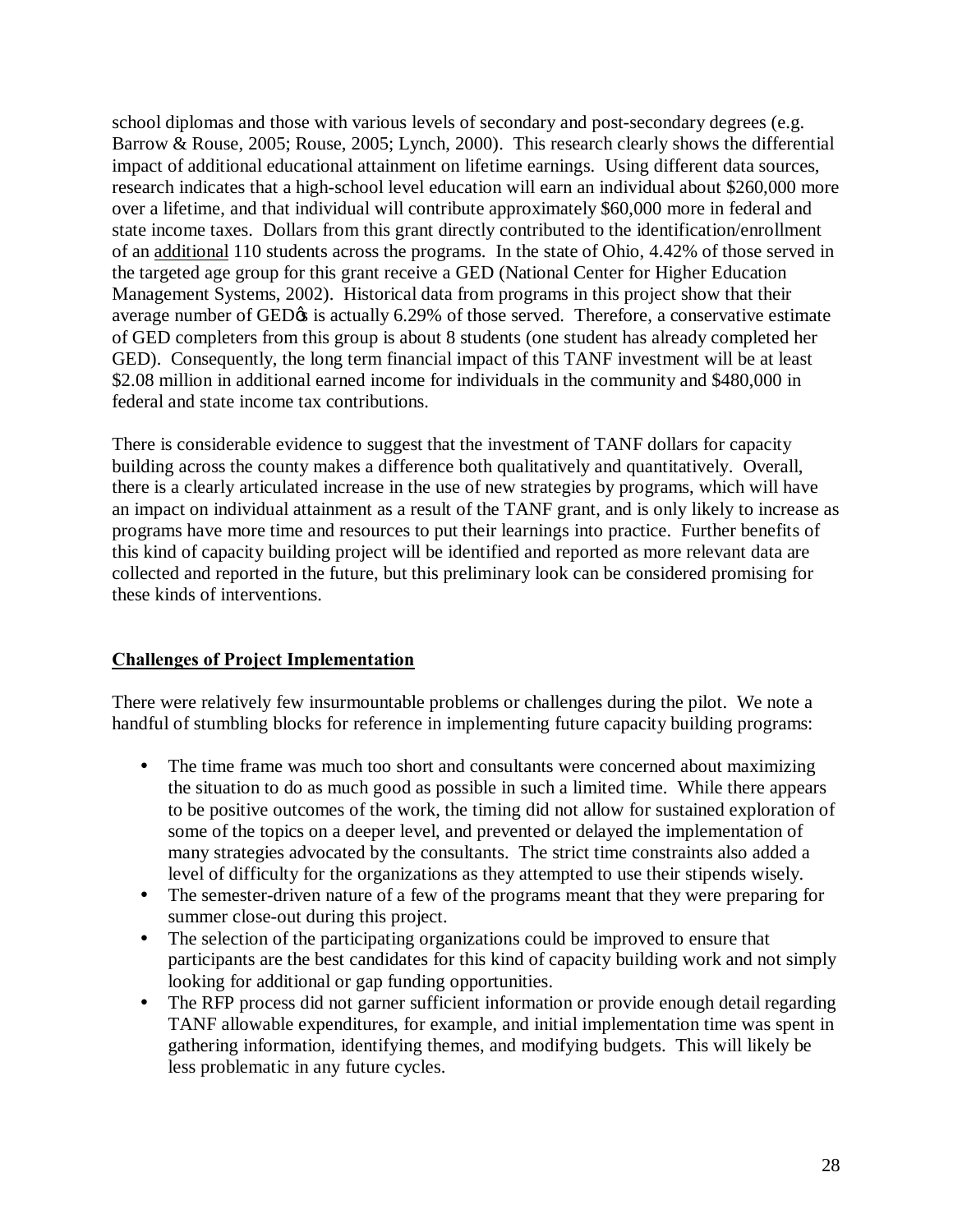school diplomas and those with various levels of secondary and post-secondary degrees (e.g. Barrow & Rouse, 2005; Rouse, 2005; Lynch, 2000). This research clearly shows the differential impact of additional educational attainment on lifetime earnings. Using different data sources, research indicates that a high-school level education will earn an individual about $260,000 more over a lifetime, and that individual will contribute approximately $60,000 more in federal and state income taxes. Dollars from this grant directly contributed to the identification/enrollment of an <u>additional</u> 110 students across the programs. In the state of Ohio, 4.42% of those served in the targeted age group for this grant receive a GED (National Center for Higher Education Management Systems, 2002). Historical data from programs in this project show that their average number of GED's is actually 6.29% of those served. Therefore, a conservative estimate of GED completers from this group is about 8 students (one student has already completed her GED). Consequently, the long term financial impact of this TANF investment will be at least $2.08 million in additional earned income for individuals in the community and $480,000 in federal and state income tax contributions.

There is considerable evidence to suggest that the investment of TANF dollars for capacity building across the county makes a difference both qualitatively and quantitatively. Overall, there is a clearly articulated increase in the use of new strategies by programs, which will have an impact on individual attainment as a result of the TANF grant, and is only likely to increase as programs have more time and resources to put their learnings into practice. Further benefits of this kind of capacity building project will be identified and reported as more relevant data are collected and reported in the future, but this preliminary look can be considered promising for these kinds of interventions.

## Challenges of Project Implementation

There were relatively few insurmountable problems or challenges during the pilot. We note a handful of stumbling blocks for reference in implementing future capacity building programs:

- The time frame was much too short and consultants were concerned about maximizing the situation to do as much good as possible in such a limited time. While there appears to be positive outcomes of the work, the timing did not allow for sustained exploration of some of the topics on a deeper level, and prevented or delayed the implementation of many strategies advocated by the consultants. The strict time constraints also added a level of difficulty for the organizations as they attempted to use their stipends wisely.
- The semester-driven nature of a few of the programs meant that they were preparing for summer close-out during this project.
- The selection of the participating organizations could be improved to ensure that participants are the best candidates for this kind of capacity building work and not simply looking for additional or gap funding opportunities.
- The RFP process did not garner sufficient information or provide enough detail regarding TANF allowable expenditures, for example, and initial implementation time was spent in gathering information, identifying themes, and modifying budgets. This will likely be less problematic in any future cycles.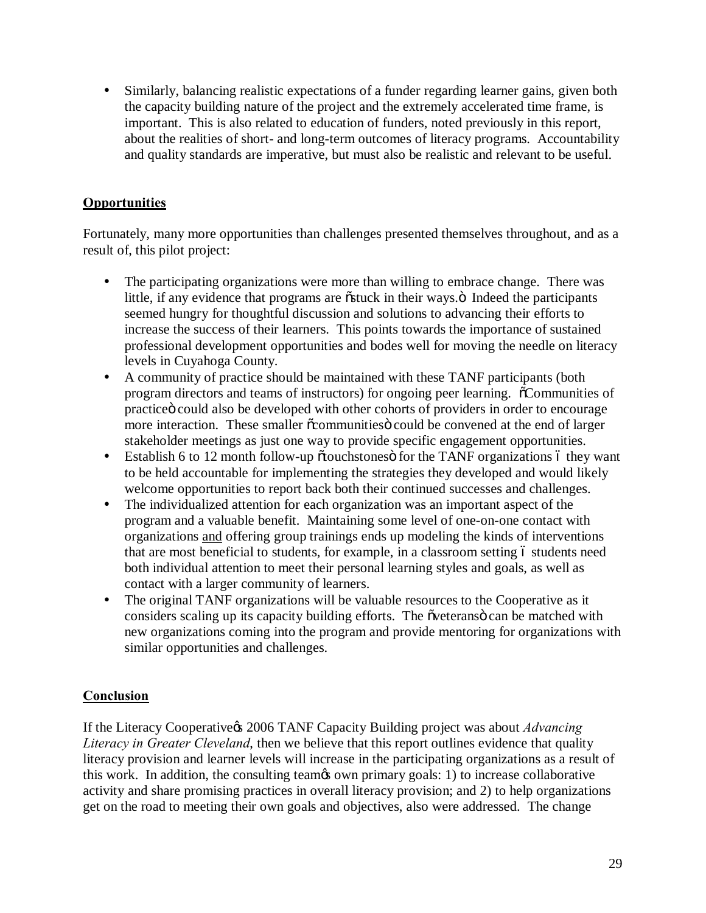- Similarly, balancing realistic expectations of a funder regarding learner gains, given both the capacity building nature of the project and the extremely accelerated time frame, is important. This is also related to education of funders, noted previously in this report, about the realities of short- and long-term outcomes of literacy programs. Accountability and quality standards are imperative, but must also be realistic and relevant to be useful.

**Opportunities**

Fortunately, many more opportunities than challenges presented themselves throughout, and as a result of, this pilot project:

- The participating organizations were more than willing to embrace change. There was little, if any evidence that programs are "stuck in their ways." Indeed the participants seemed hungry for thoughtful discussion and solutions to advancing their efforts to increase the success of their learners. This points towards the importance of sustained professional development opportunities and bodes well for moving the needle on literacy levels in Cuyahoga County.
- A community of practice should be maintained with these TANF participants (both program directors and teams of instructors) for ongoing peer learning. "Communities of practice" could also be developed with other cohorts of providers in order to encourage more interaction. These smaller "communities" could be convened at the end of larger stakeholder meetings as just one way to provide specific engagement opportunities.
- Establish 6 to 12 month follow-up "touchstones" for the TANF organizations – they want to be held accountable for implementing the strategies they developed and would likely welcome opportunities to report back both their continued successes and challenges.
- The individualized attention for each organization was an important aspect of the program and a valuable benefit. Maintaining some level of one-on-one contact with organizations and offering group trainings ends up modeling the kinds of interventions that are most beneficial to students, for example, in a classroom setting – students need both individual attention to meet their personal learning styles and goals, as well as contact with a larger community of learners.
- The original TANF organizations will be valuable resources to the Cooperative as it considers scaling up its capacity building efforts. The "veterans" can be matched with new organizations coming into the program and provide mentoring for organizations with similar opportunities and challenges.

**Conclusion**

If the Literacy Cooperative's 2006 TANF Capacity Building project was about *Advancing Literacy in Greater Cleveland*, then we believe that this report outlines evidence that quality literacy provision and learner levels will increase in the participating organizations as a result of this work. In addition, the consulting team's own primary goals: 1) to increase collaborative activity and share promising practices in overall literacy provision; and 2) to help organizations get on the road to meeting their own goals and objectives, also were addressed. The change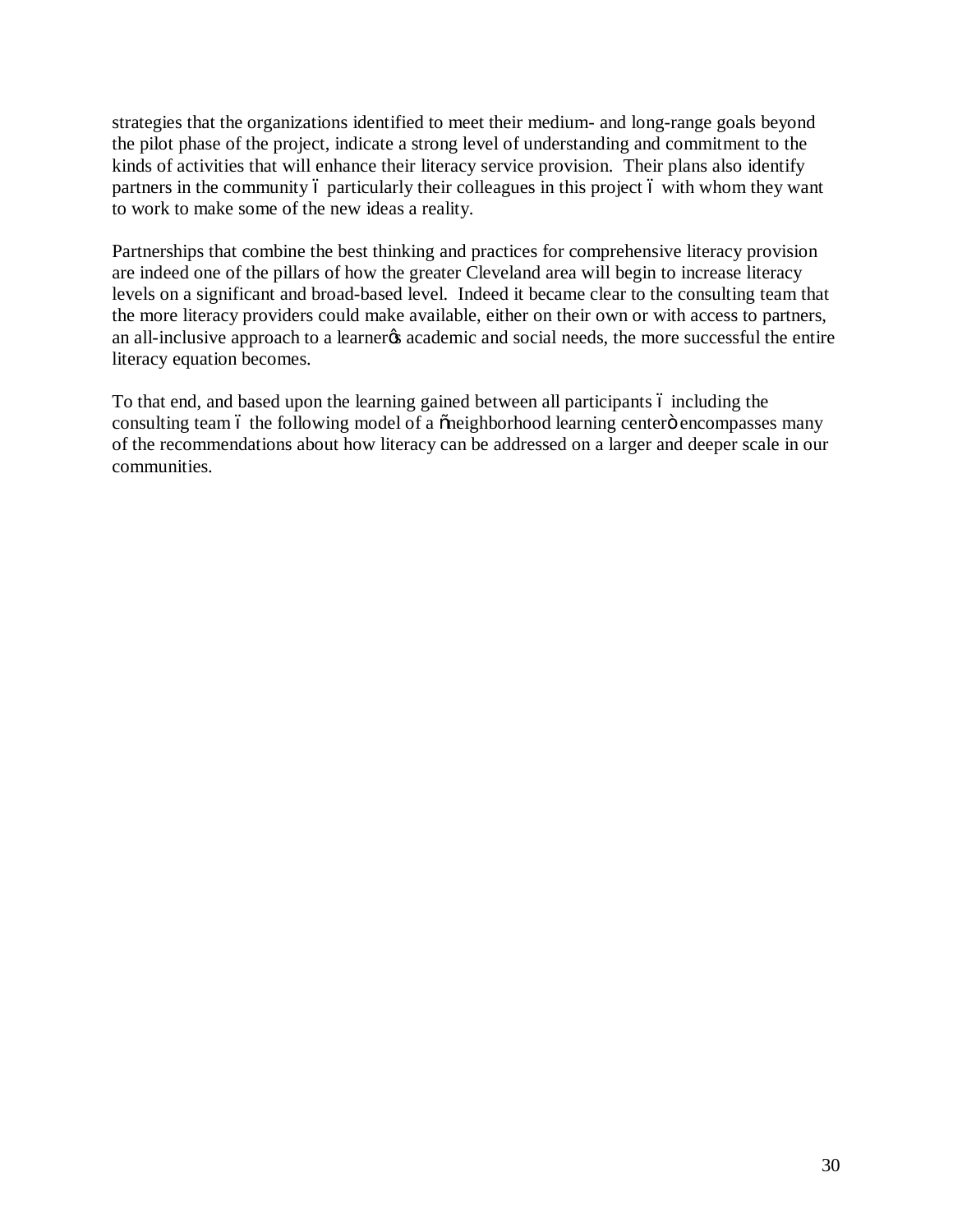strategies that the organizations identified to meet their medium- and long-range goals beyond the pilot phase of the project, indicate a strong level of understanding and commitment to the kinds of activities that will enhance their literacy service provision. Their plans also identify partners in the community – particularly their colleagues in this project – with whom they want to work to make some of the new ideas a reality.

Partnerships that combine the best thinking and practices for comprehensive literacy provision are indeed one of the pillars of how the greater Cleveland area will begin to increase literacy levels on a significant and broad-based level. Indeed it became clear to the consulting team that the more literacy providers could make available, either on their own or with access to partners, an all-inclusive approach to a learner's academic and social needs, the more successful the entire literacy equation becomes.

To that end, and based upon the learning gained between all participants – including the consulting team – the following model of a "neighborhood learning center" encompasses many of the recommendations about how literacy can be addressed on a larger and deeper scale in our communities.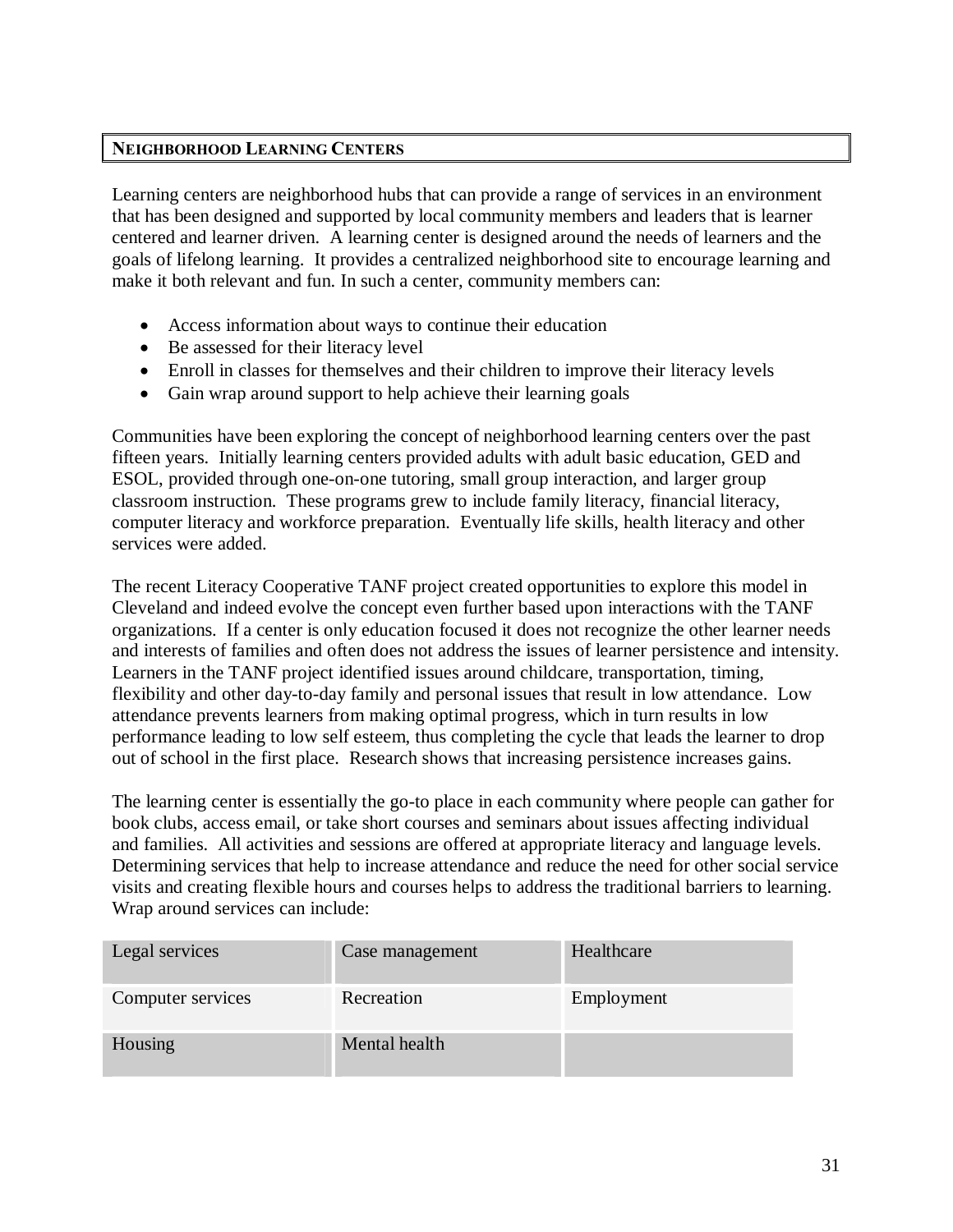## NEIGHBORHOOD LEARNING CENTERS

Learning centers are neighborhood hubs that can provide a range of services in an environment that has been designed and supported by local community members and leaders that is learner centered and learner driven. A learning center is designed around the needs of learners and the goals of lifelong learning. It provides a centralized neighborhood site to encourage learning and make it both relevant and fun. In such a center, community members can:

- Access information about ways to continue their education
- Be assessed for their literacy level
- Enroll in classes for themselves and their children to improve their literacy levels
- Gain wrap around support to help achieve their learning goals

Communities have been exploring the concept of neighborhood learning centers over the past fifteen years. Initially learning centers provided adults with adult basic education, GED and ESOL, provided through one-on-one tutoring, small group interaction, and larger group classroom instruction. These programs grew to include family literacy, financial literacy, computer literacy and workforce preparation. Eventually life skills, health literacy and other services were added.

The recent Literacy Cooperative TANF project created opportunities to explore this model in Cleveland and indeed evolve the concept even further based upon interactions with the TANF organizations. If a center is only education focused it does not recognize the other learner needs and interests of families and often does not address the issues of learner persistence and intensity. Learners in the TANF project identified issues around childcare, transportation, timing, flexibility and other day-to-day family and personal issues that result in low attendance. Low attendance prevents learners from making optimal progress, which in turn results in low performance leading to low self esteem, thus completing the cycle that leads the learner to drop out of school in the first place. Research shows that increasing persistence increases gains.

The learning center is essentially the go-to place in each community where people can gather for book clubs, access email, or take short courses and seminars about issues affecting individual and families. All activities and sessions are offered at appropriate literacy and language levels. Determining services that help to increase attendance and reduce the need for other social service visits and creating flexible hours and courses helps to address the traditional barriers to learning. Wrap around services can include:

| | | |
|---|---|---|
| Legal services | Case management | Healthcare |
| Computer services | Recreation | Employment |
| Housing | Mental health | |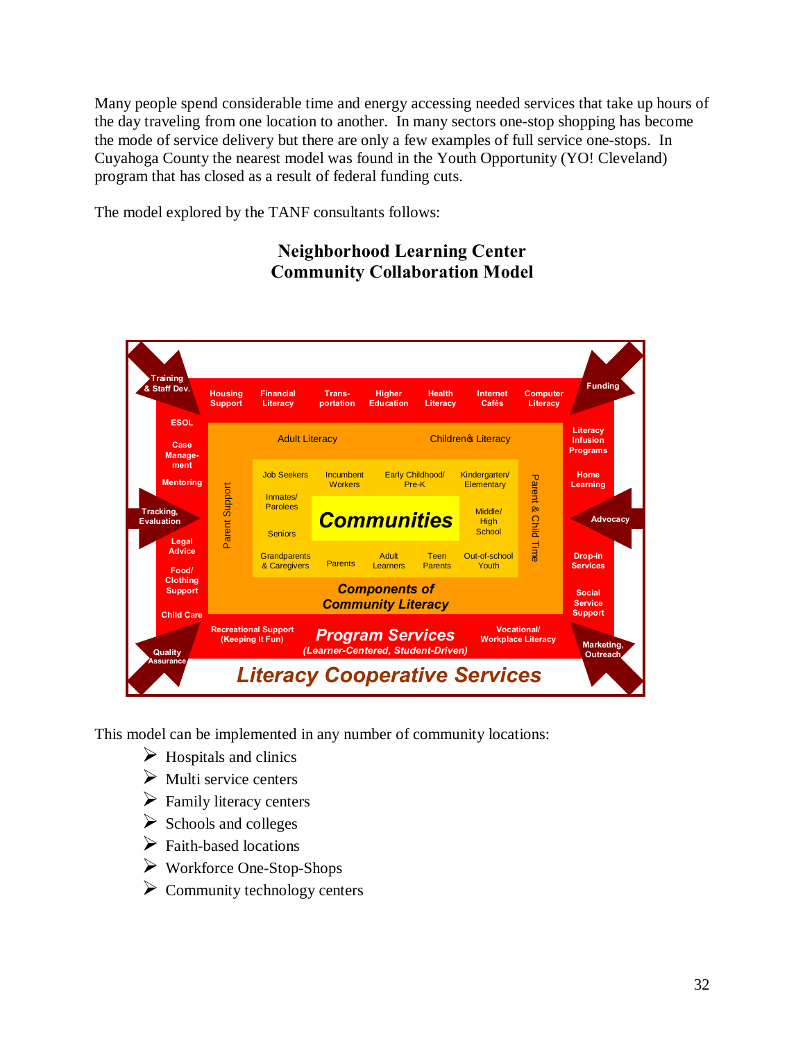Many people spend considerable time and energy accessing needed services that take up hours of the day traveling from one location to another. In many sectors one-stop shopping has become the mode of service delivery but there are only a few examples of full service one-stops. In Cuyahoga County the nearest model was found in the Youth Opportunity (YO! Cleveland) program that has closed as a result of federal funding cuts.

The model explored by the TANF consultants follows:

## Neighborhood Learning Center
## Community Collaboration Model

Training & Staff Dev. | Housing Support | Financial Literacy | Trans-portation | Higher Education | Health Literacy | Internet Cafés | Computer Literacy | Funding

ESOL | Case Management | Mentoring | Tracking, Evaluation | Legal Advice | Food/ Clothing Support | Child Care

Literacy Infusion Programs | Home Learning | Advocacy | Drop-In Services | Social Service Support

Adult Literacy | Children's Literacy | Parent Support | Parent & Child Time

Job Seekers | Incumbent Workers | Early Childhood/ Pre-K | Kindergarten/ Elementary | Inmates/ Parolees | Middle/ High School | Seniors | Grandparents & Caregivers | Parents | Adult Learners | Teen Parents | Out-of-school Youth

**Communities**

**Components of Community Literacy**

Quality Assurance | Recreational Support (Keeping It Fun) | **Program Services** (Learner-Centered, Student-Driven) | Vocational/ Workplace Literacy | Marketing, Outreach

**Literacy Cooperative Services**

This model can be implemented in any number of community locations:

- Hospitals and clinics
- Multi service centers
- Family literacy centers
- Schools and colleges
- Faith-based locations
- Workforce One-Stop-Shops
- Community technology centers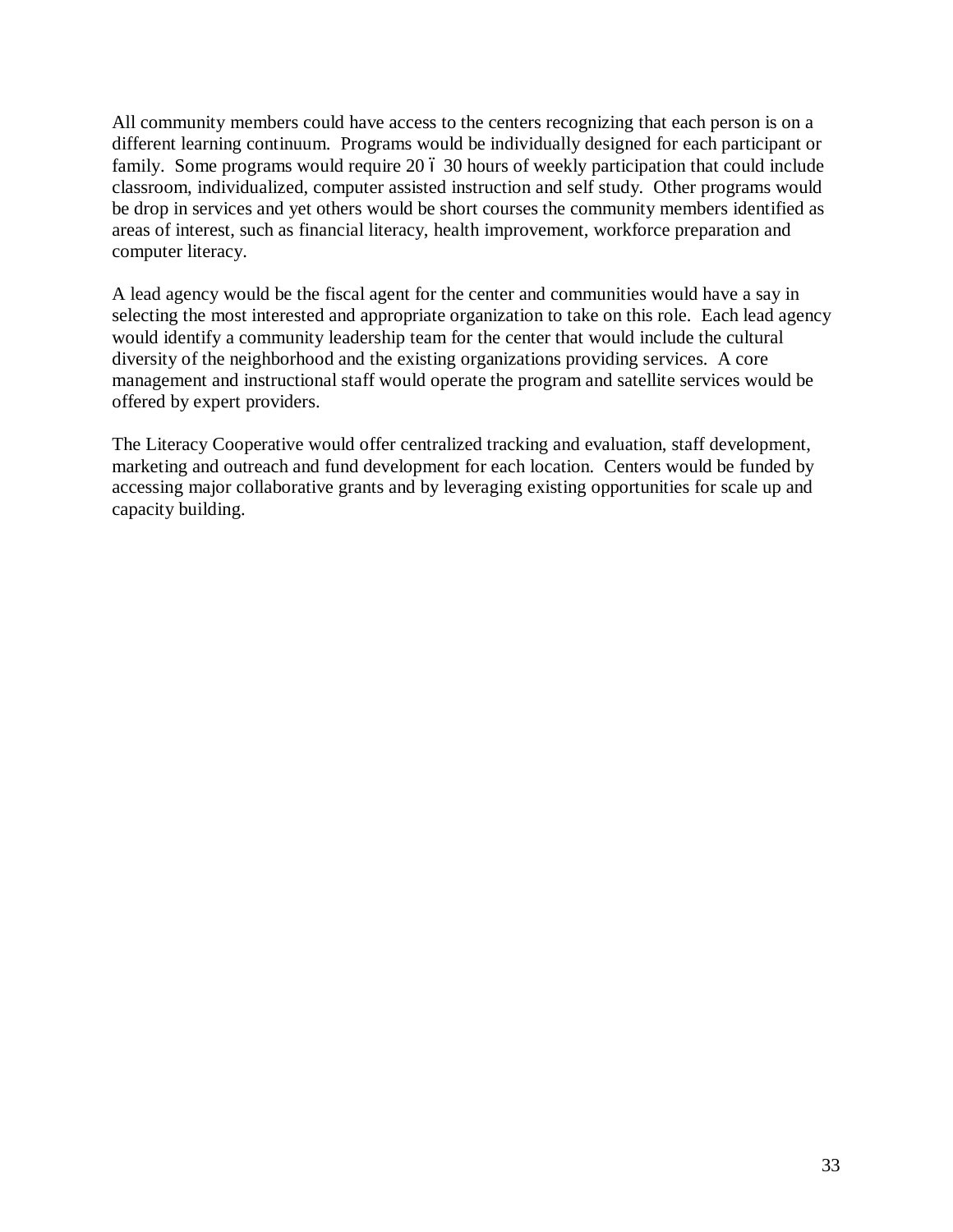All community members could have access to the centers recognizing that each person is on a different learning continuum. Programs would be individually designed for each participant or family. Some programs would require 20 ó 30 hours of weekly participation that could include classroom, individualized, computer assisted instruction and self study. Other programs would be drop in services and yet others would be short courses the community members identified as areas of interest, such as financial literacy, health improvement, workforce preparation and computer literacy.

A lead agency would be the fiscal agent for the center and communities would have a say in selecting the most interested and appropriate organization to take on this role. Each lead agency would identify a community leadership team for the center that would include the cultural diversity of the neighborhood and the existing organizations providing services. A core management and instructional staff would operate the program and satellite services would be offered by expert providers.

The Literacy Cooperative would offer centralized tracking and evaluation, staff development, marketing and outreach and fund development for each location. Centers would be funded by accessing major collaborative grants and by leveraging existing opportunities for scale up and capacity building.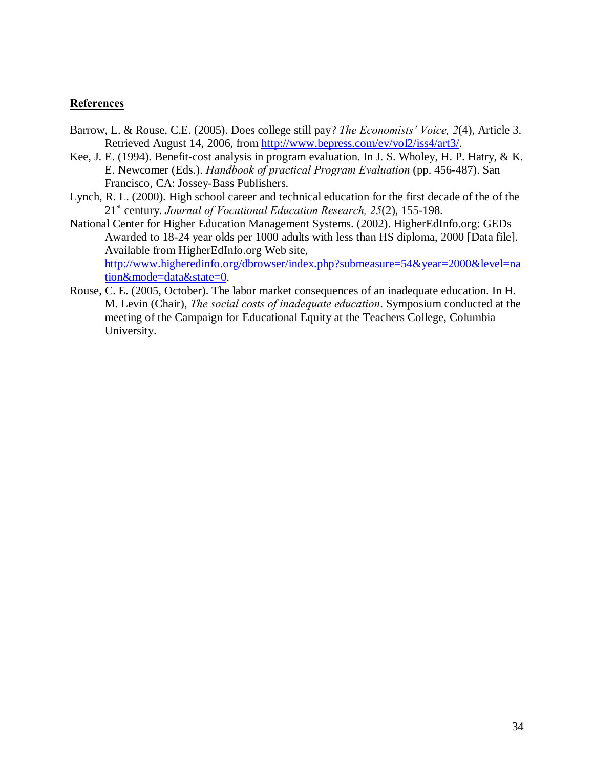**References**

Barrow, L. & Rouse, C.E. (2005). Does college still pay? *The Economists' Voice, 2*(4), Article 3. Retrieved August 14, 2006, from http://www.bepress.com/ev/vol2/iss4/art3/.

Kee, J. E. (1994). Benefit-cost analysis in program evaluation. In J. S. Wholey, H. P. Hatry, & K. E. Newcomer (Eds.). *Handbook of practical Program Evaluation* (pp. 456-487). San Francisco, CA: Jossey-Bass Publishers.

Lynch, R. L. (2000). High school career and technical education for the first decade of the of the 21st century. *Journal of Vocational Education Research, 25*(2), 155-198.

National Center for Higher Education Management Systems. (2002). HigherEdInfo.org: GEDs Awarded to 18-24 year olds per 1000 adults with less than HS diploma, 2000 [Data file]. Available from HigherEdInfo.org Web site, http://www.higheredinfo.org/dbrowser/index.php?submeasure=54&year=2000&level=nation&mode=data&state=0.

Rouse, C. E. (2005, October). The labor market consequences of an inadequate education. In H. M. Levin (Chair), *The social costs of inadequate education*. Symposium conducted at the meeting of the Campaign for Educational Equity at the Teachers College, Columbia University.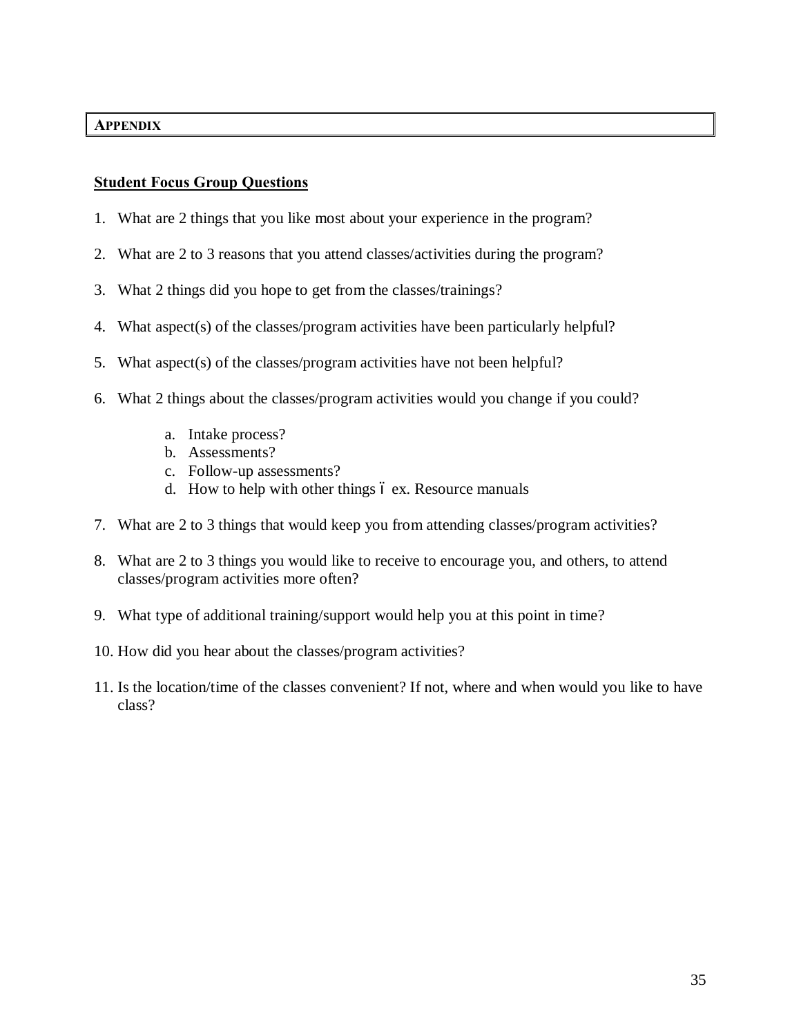## APPENDIX

### Student Focus Group Questions

1. What are 2 things that you like most about your experience in the program?

2. What are 2 to 3 reasons that you attend classes/activities during the program?

3. What 2 things did you hope to get from the classes/trainings?

4. What aspect(s) of the classes/program activities have been particularly helpful?

5. What aspect(s) of the classes/program activities have not been helpful?

6. What 2 things about the classes/program activities would you change if you could?

    a. Intake process?
    b. Assessments?
    c. Follow-up assessments?
    d. How to help with other things ó ex. Resource manuals

7. What are 2 to 3 things that would keep you from attending classes/program activities?

8. What are 2 to 3 things you would like to receive to encourage you, and others, to attend classes/program activities more often?

9. What type of additional training/support would help you at this point in time?

10. How did you hear about the classes/program activities?

11. Is the location/time of the classes convenient? If not, where and when would you like to have class?